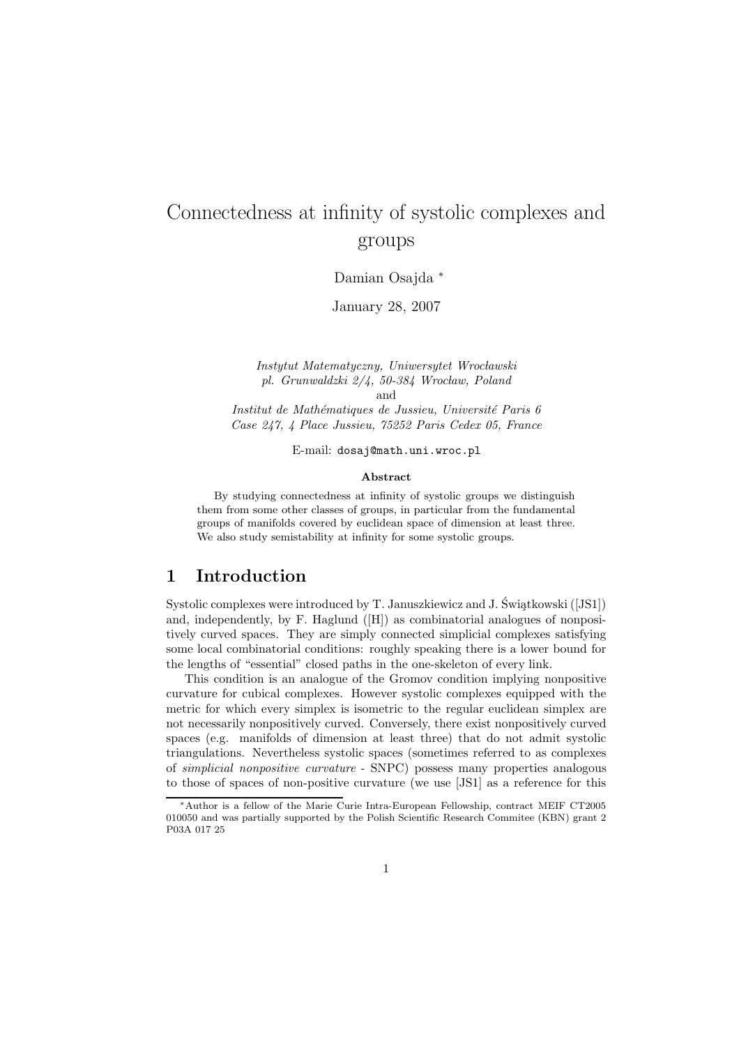# Connectedness at infinity of systolic complexes and groups

Damian Osajda *

January 28, 2007

*Instytut Matematyczny, Uniwersytet Wrocławski*
*pl. Grunwaldzki 2/4, 50-384 Wrocław, Poland*
and
*Institut de Mathématiques de Jussieu, Université Paris 6*
*Case 247, 4 Place Jussieu, 75252 Paris Cedex 05, France*

E-mail: `dosaj@math.uni.wroc.pl`

### Abstract

By studying connectedness at infinity of systolic groups we distinguish them from some other classes of groups, in particular from the fundamental groups of manifolds covered by euclidean space of dimension at least three. We also study semistability at infinity for some systolic groups.

## 1 Introduction

Systolic complexes were introduced by T. Januszkiewicz and J. Świątkowski ([JS1]) and, independently, by F. Haglund ([H]) as combinatorial analogues of nonpositively curved spaces. They are simply connected simplicial complexes satisfying some local combinatorial conditions: roughly speaking there is a lower bound for the lengths of "essential" closed paths in the one-skeleton of every link.

This condition is an analogue of the Gromov condition implying nonpositive curvature for cubical complexes. However systolic complexes equipped with the metric for which every simplex is isometric to the regular euclidean simplex are not necessarily nonpositively curved. Conversely, there exist nonpositively curved spaces (e.g. manifolds of dimension at least three) that do not admit systolic triangulations. Nevertheless systolic spaces (sometimes referred to as complexes of *simplicial nonpositive curvature* - SNPC) possess many properties analogous to those of spaces of non-positive curvature (we use [JS1] as a reference for this

*Author is a fellow of the Marie Curie Intra-European Fellowship, contract MEIF CT2005 010050 and was partially supported by the Polish Scientific Research Commitee (KBN) grant 2 P03A 017 25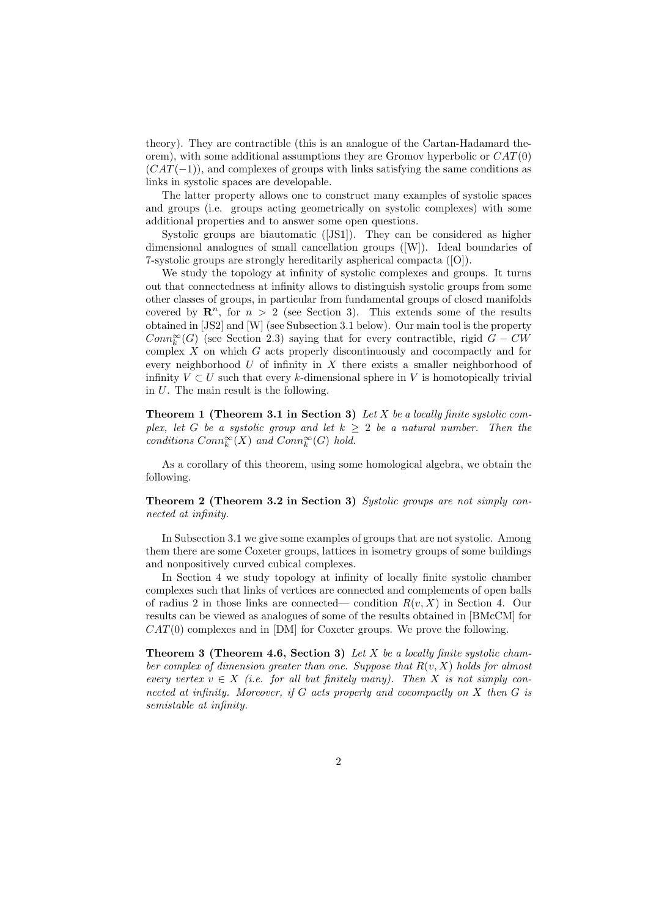theory). They are contractible (this is an analogue of the Cartan-Hadamard theorem), with some additional assumptions they are Gromov hyperbolic or $CAT(0)$ ($CAT(-1)$), and complexes of groups with links satisfying the same conditions as links in systolic spaces are developable.

The latter property allows one to construct many examples of systolic spaces and groups (i.e. groups acting geometrically on systolic complexes) with some additional properties and to answer some open questions.

Systolic groups are biautomatic ([JS1]). They can be considered as higher dimensional analogues of small cancellation groups ([W]). Ideal boundaries of 7-systolic groups are strongly hereditarily aspherical compacta ([O]).

We study the topology at infinity of systolic complexes and groups. It turns out that connectedness at infinity allows to distinguish systolic groups from some other classes of groups, in particular from fundamental groups of closed manifolds covered by $\mathbf{R}^n$, for $n > 2$ (see Section 3). This extends some of the results obtained in [JS2] and [W] (see Subsection 3.1 below). Our main tool is the property $Conn_k^\infty(G)$ (see Section 2.3) saying that for every contractible, rigid $G-CW$ complex $X$ on which $G$ acts properly discontinuously and cocompactly and for every neighborhood $U$ of infinity in $X$ there exists a smaller neighborhood of infinity $V \subset U$ such that every $k$-dimensional sphere in $V$ is homotopically trivial in $U$. The main result is the following.

**Theorem 1 (Theorem 3.1 in Section 3)** *Let $X$ be a locally finite systolic complex, let $G$ be a systolic group and let $k \geq 2$ be a natural number. Then the conditions $Conn_k^\infty(X)$ and $Conn_k^\infty(G)$ hold.*

As a corollary of this theorem, using some homological algebra, we obtain the following.

**Theorem 2 (Theorem 3.2 in Section 3)** *Systolic groups are not simply connected at infinity.*

In Subsection 3.1 we give some examples of groups that are not systolic. Among them there are some Coxeter groups, lattices in isometry groups of some buildings and nonpositively curved cubical complexes.

In Section 4 we study topology at infinity of locally finite systolic chamber complexes such that links of vertices are connected and complements of open balls of radius 2 in those links are connected— condition $R(v, X)$ in Section 4. Our results can be viewed as analogues of some of the results obtained in [BMcCM] for $CAT(0)$ complexes and in [DM] for Coxeter groups. We prove the following.

**Theorem 3 (Theorem 4.6, Section 3)** *Let $X$ be a locally finite systolic chamber complex of dimension greater than one. Suppose that $R(v, X)$ holds for almost every vertex $v \in X$ (i.e. for all but finitely many). Then $X$ is not simply connected at infinity. Moreover, if $G$ acts properly and cocompactly on $X$ then $G$ is semistable at infinity.*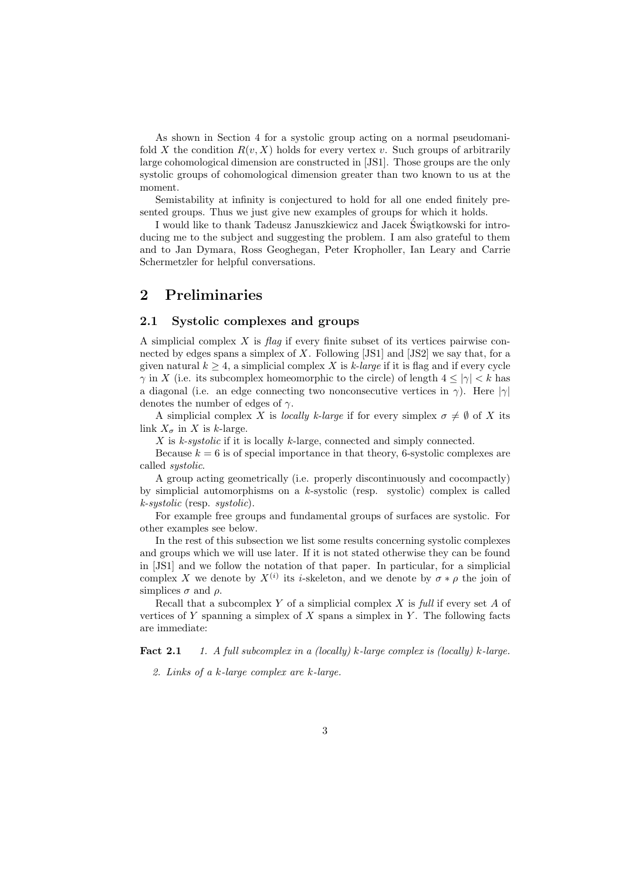As shown in Section 4 for a systolic group acting on a normal pseudomanifold $X$ the condition $R(v, X)$ holds for every vertex $v$. Such groups of arbitrarily large cohomological dimension are constructed in [JS1]. Those groups are the only systolic groups of cohomological dimension greater than two known to us at the moment.

Semistability at infinity is conjectured to hold for all one ended finitely presented groups. Thus we just give new examples of groups for which it holds.

I would like to thank Tadeusz Januszkiewicz and Jacek Świątkowski for introducing me to the subject and suggesting the problem. I am also grateful to them and to Jan Dymara, Ross Geoghegan, Peter Kropholler, Ian Leary and Carrie Schermetzler for helpful conversations.

# 2 Preliminaries

## 2.1 Systolic complexes and groups

A simplicial complex $X$ is *flag* if every finite subset of its vertices pairwise connected by edges spans a simplex of $X$. Following [JS1] and [JS2] we say that, for a given natural $k \geq 4$, a simplicial complex $X$ is *k-large* if it is flag and if every cycle $\gamma$ in $X$ (i.e. its subcomplex homeomorphic to the circle) of length $4 \leq |\gamma| < k$ has a diagonal (i.e. an edge connecting two nonconsecutive vertices in $\gamma$). Here $|\gamma|$ denotes the number of edges of $\gamma$.

A simplicial complex $X$ is *locally k-large* if for every simplex $\sigma \neq \emptyset$ of $X$ its link $X_\sigma$ in $X$ is $k$-large.

$X$ is *k-systolic* if it is locally $k$-large, connected and simply connected.

Because $k = 6$ is of special importance in that theory, 6-systolic complexes are called *systolic*.

A group acting geometrically (i.e. properly discontinuously and cocompactly) by simplicial automorphisms on a $k$-systolic (resp. systolic) complex is called *k-systolic* (resp. *systolic*).

For example free groups and fundamental groups of surfaces are systolic. For other examples see below.

In the rest of this subsection we list some results concerning systolic complexes and groups which we will use later. If it is not stated otherwise they can be found in [JS1] and we follow the notation of that paper. In particular, for a simplicial complex $X$ we denote by $X^{(i)}$ its $i$-skeleton, and we denote by $\sigma * \rho$ the join of simplices $\sigma$ and $\rho$.

Recall that a subcomplex $Y$ of a simplicial complex $X$ is *full* if every set $A$ of vertices of $Y$ spanning a simplex of $X$ spans a simplex in $Y$. The following facts are immediate:

**Fact 2.1** *1. A full subcomplex in a (locally) $k$-large complex is (locally) $k$-large.*

*2. Links of a $k$-large complex are $k$-large.*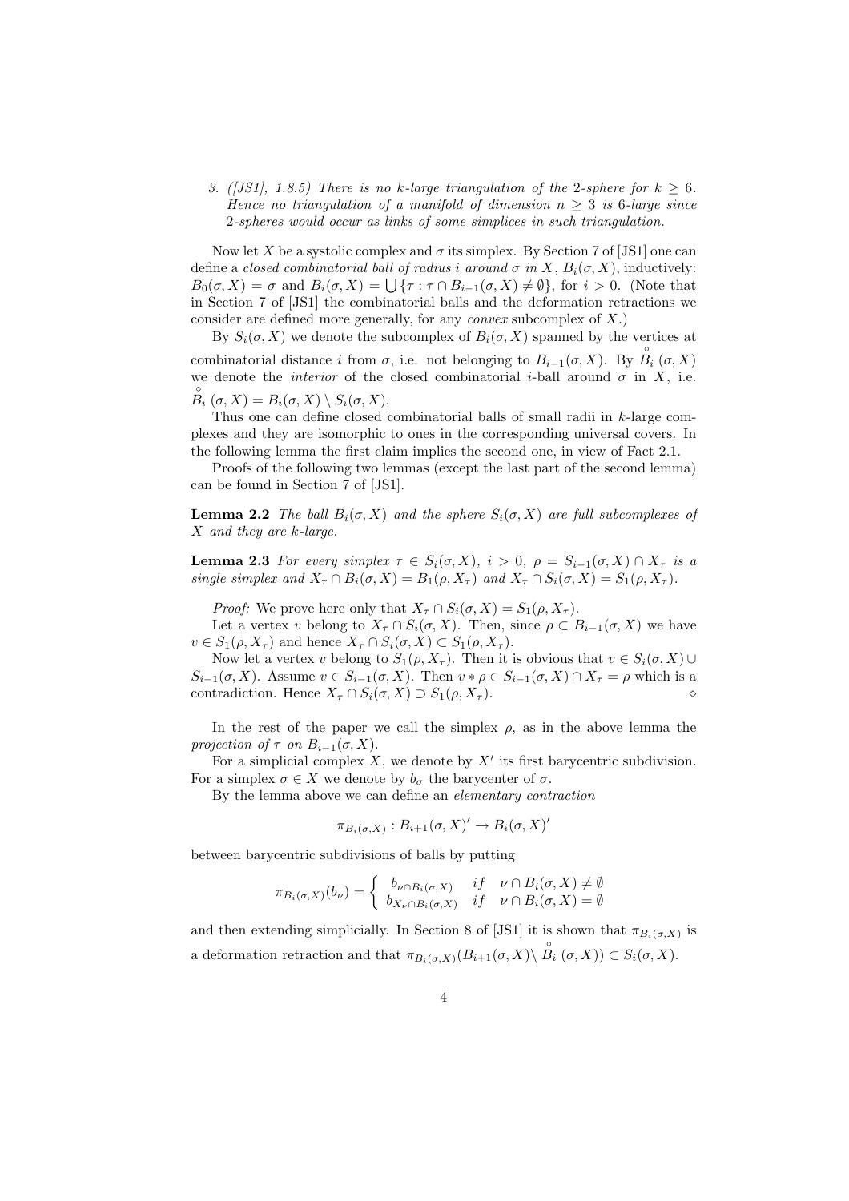3. *([JS1], 1.8.5) There is no k-large triangulation of the 2-sphere for $k \geq 6$. Hence no triangulation of a manifold of dimension $n \geq 3$ is 6-large since 2-spheres would occur as links of some simplices in such triangulation.*

Now let $X$ be a systolic complex and $\sigma$ its simplex. By Section 7 of [JS1] one can define a *closed combinatorial ball of radius i around* $\sigma$ *in* $X$, $B_i(\sigma, X)$, inductively: $B_0(\sigma, X) = \sigma$ and $B_i(\sigma, X) = \bigcup\{\tau : \tau \cap B_{i-1}(\sigma, X) \neq \emptyset\}$, for $i > 0$. (Note that in Section 7 of [JS1] the combinatorial balls and the deformation retractions we consider are defined more generally, for any *convex* subcomplex of $X$.)

By $S_i(\sigma, X)$ we denote the subcomplex of $B_i(\sigma, X)$ spanned by the vertices at combinatorial distance $i$ from $\sigma$, i.e. not belonging to $B_{i-1}(\sigma, X)$. By $\overset{\circ}{B}_i(\sigma, X)$ we denote the *interior* of the closed combinatorial $i$-ball around $\sigma$ in $X$, i.e. $\overset{\circ}{B}_i(\sigma, X) = B_i(\sigma, X) \setminus S_i(\sigma, X)$.

Thus one can define closed combinatorial balls of small radii in $k$-large complexes and they are isomorphic to ones in the corresponding universal covers. In the following lemma the first claim implies the second one, in view of Fact 2.1.

Proofs of the following two lemmas (except the last part of the second lemma) can be found in Section 7 of [JS1].

**Lemma 2.2** *The ball $B_i(\sigma, X)$ and the sphere $S_i(\sigma, X)$ are full subcomplexes of $X$ and they are $k$-large.*

**Lemma 2.3** *For every simplex $\tau \in S_i(\sigma, X)$, $i > 0$, $\rho = S_{i-1}(\sigma, X) \cap X_\tau$ is a single simplex and $X_\tau \cap B_i(\sigma, X) = B_1(\rho, X_\tau)$ and $X_\tau \cap S_i(\sigma, X) = S_1(\rho, X_\tau)$.*

*Proof:* We prove here only that $X_\tau \cap S_i(\sigma, X) = S_1(\rho, X_\tau)$.

Let a vertex $v$ belong to $X_\tau \cap S_i(\sigma, X)$. Then, since $\rho \subset B_{i-1}(\sigma, X)$ we have $v \in S_1(\rho, X_\tau)$ and hence $X_\tau \cap S_i(\sigma, X) \subset S_1(\rho, X_\tau)$.

Now let a vertex $v$ belong to $S_1(\rho, X_\tau)$. Then it is obvious that $v \in S_i(\sigma, X) \cup S_{i-1}(\sigma, X)$. Assume $v \in S_{i-1}(\sigma, X)$. Then $v * \rho \in S_{i-1}(\sigma, X) \cap X_\tau = \rho$ which is a contradiction. Hence $X_\tau \cap S_i(\sigma, X) \supset S_1(\rho, X_\tau)$. $\diamond$

In the rest of the paper we call the simplex $\rho$, as in the above lemma the *projection of* $\tau$ *on* $B_{i-1}(\sigma, X)$.

For a simplicial complex $X$, we denote by $X'$ its first barycentric subdivision. For a simplex $\sigma \in X$ we denote by $b_\sigma$ the barycenter of $\sigma$.

By the lemma above we can define an *elementary contraction*

$$\pi_{B_i(\sigma,X)} : B_{i+1}(\sigma, X)' \to B_i(\sigma, X)'$$

between barycentric subdivisions of balls by putting

$$\pi_{B_i(\sigma,X)}(b_\nu) = \begin{cases} b_{\nu \cap B_i(\sigma,X)} & if \quad \nu \cap B_i(\sigma, X) \neq \emptyset \\ b_{X_\nu \cap B_i(\sigma,X)} & if \quad \nu \cap B_i(\sigma, X) = \emptyset \end{cases}$$

and then extending simplicially. In Section 8 of [JS1] it is shown that $\pi_{B_i(\sigma,X)}$ is a deformation retraction and that $\pi_{B_i(\sigma,X)}(B_{i+1}(\sigma, X) \setminus \overset{\circ}{B}_i(\sigma, X)) \subset S_i(\sigma, X)$.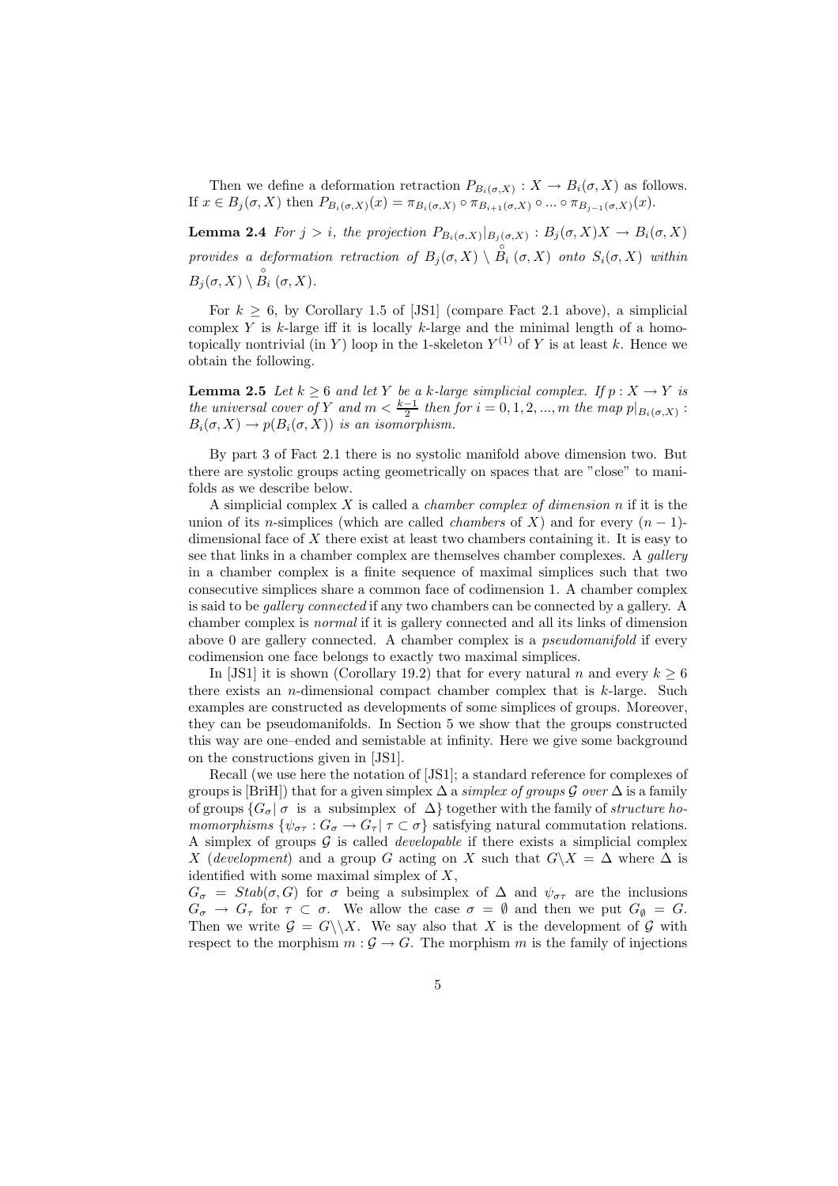Then we define a deformation retraction $P_{B_i(\sigma,X)} : X \to B_i(\sigma, X)$ as follows. If $x \in B_j(\sigma, X)$ then $P_{B_i(\sigma,X)}(x) = \pi_{B_i(\sigma,X)} \circ \pi_{B_{i+1}(\sigma,X)} \circ ... \circ \pi_{B_{j-1}(\sigma,X)}(x)$.

**Lemma 2.4** *For $j > i$, the projection $P_{B_i(\sigma,X)}|_{B_j(\sigma,X)} : B_j(\sigma, X)X \to B_i(\sigma, X)$ provides a deformation retraction of $B_j(\sigma, X) \setminus \overset{\circ}{B_i}(\sigma, X)$ onto $S_i(\sigma, X)$ within $B_j(\sigma, X) \setminus \overset{\circ}{B_i}(\sigma, X)$.*

For $k \geq 6$, by Corollary 1.5 of [JS1] (compare Fact 2.1 above), a simplicial complex $Y$ is $k$-large iff it is locally $k$-large and the minimal length of a homotopically nontrivial (in $Y$) loop in the 1-skeleton $Y^{(1)}$ of $Y$ is at least $k$. Hence we obtain the following.

**Lemma 2.5** *Let $k \geq 6$ and let $Y$ be a $k$-large simplicial complex. If $p : X \to Y$ is the universal cover of $Y$ and $m < \frac{k-1}{2}$ then for $i = 0, 1, 2, ..., m$ the map $p|_{B_i(\sigma,X)} : B_i(\sigma, X) \to p(B_i(\sigma, X))$ is an isomorphism.*

By part 3 of Fact 2.1 there is no systolic manifold above dimension two. But there are systolic groups acting geometrically on spaces that are "close" to manifolds as we describe below.

A simplicial complex $X$ is called a *chamber complex of dimension $n$* if it is the union of its $n$-simplices (which are called *chambers* of $X$) and for every $(n-1)$-dimensional face of $X$ there exist at least two chambers containing it. It is easy to see that links in a chamber complex are themselves chamber complexes. A *gallery* in a chamber complex is a finite sequence of maximal simplices such that two consecutive simplices share a common face of codimension 1. A chamber complex is said to be *gallery connected* if any two chambers can be connected by a gallery. A chamber complex is *normal* if it is gallery connected and all its links of dimension above 0 are gallery connected. A chamber complex is a *pseudomanifold* if every codimension one face belongs to exactly two maximal simplices.

In [JS1] it is shown (Corollary 19.2) that for every natural $n$ and every $k \geq 6$ there exists an $n$-dimensional compact chamber complex that is $k$-large. Such examples are constructed as developments of some simplices of groups. Moreover, they can be pseudomanifolds. In Section 5 we show that the groups constructed this way are one–ended and semistable at infinity. Here we give some background on the constructions given in [JS1].

Recall (we use here the notation of [JS1]; a standard reference for complexes of groups is [BriH]) that for a given simplex $\Delta$ a *simplex of groups $\mathcal{G}$ over $\Delta$* is a family of groups $\{G_\sigma | \ \sigma \text{ is a subsimplex of } \Delta\}$ together with the family of *structure homomorphisms* $\{\psi_{\sigma\tau} : G_\sigma \to G_\tau | \ \tau \subset \sigma\}$ satisfying natural commutation relations. A simplex of groups $\mathcal{G}$ is called *developable* if there exists a simplicial complex $X$ (*development*) and a group $G$ acting on $X$ such that $G\backslash X = \Delta$ where $\Delta$ is identified with some maximal simplex of $X$,
$G_\sigma = Stab(\sigma, G)$ for $\sigma$ being a subsimplex of $\Delta$ and $\psi_{\sigma\tau}$ are the inclusions $G_\sigma \to G_\tau$ for $\tau \subset \sigma$. We allow the case $\sigma = \emptyset$ and then we put $G_\emptyset = G$. Then we write $\mathcal{G} = G\backslash\backslash X$. We say also that $X$ is the development of $\mathcal{G}$ with respect to the morphism $m : \mathcal{G} \to G$. The morphism $m$ is the family of injections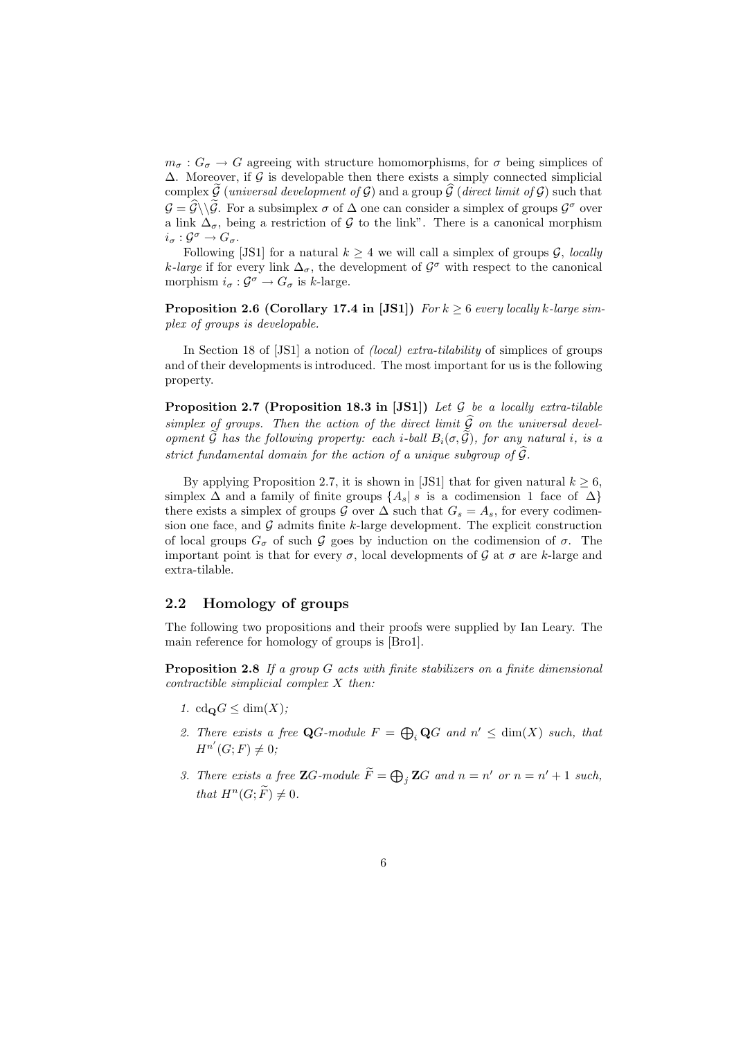$m_\sigma : G_\sigma \to G$ agreeing with structure homomorphisms, for $\sigma$ being simplices of $\Delta$. Moreover, if $\mathcal{G}$ is developable then there exists a simply connected simplicial complex $\widetilde{\mathcal{G}}$ (*universal development of* $\mathcal{G}$) and a group $\widehat{\mathcal{G}}$ (*direct limit of* $\mathcal{G}$) such that $\mathcal{G} = \widehat{\mathcal{G}} \backslash\backslash \widetilde{\mathcal{G}}$. For a subsimplex $\sigma$ of $\Delta$ one can consider a simplex of groups $\mathcal{G}^\sigma$ over a link $\Delta_\sigma$, being a restriction of $\mathcal{G}$ to the link". There is a canonical morphism $i_\sigma : \mathcal{G}^\sigma \to G_\sigma$.

Following [JS1] for a natural $k \geq 4$ we will call a simplex of groups $\mathcal{G}$, *locally $k$-large* if for every link $\Delta_\sigma$, the development of $\mathcal{G}^\sigma$ with respect to the canonical morphism $i_\sigma : \mathcal{G}^\sigma \to G_\sigma$ is $k$-large.

**Proposition 2.6 (Corollary 17.4 in [JS1])** *For $k \geq 6$ every locally $k$-large simplex of groups is developable.*

In Section 18 of [JS1] a notion of *(local) extra-tilability* of simplices of groups and of their developments is introduced. The most important for us is the following property.

**Proposition 2.7 (Proposition 18.3 in [JS1])** *Let $\mathcal{G}$ be a locally extra-tilable simplex of groups. Then the action of the direct limit $\widehat{\mathcal{G}}$ on the universal development $\widetilde{\mathcal{G}}$ has the following property: each $i$-ball $B_i(\sigma, \widetilde{\mathcal{G}})$, for any natural $i$, is a strict fundamental domain for the action of a unique subgroup of $\widehat{\mathcal{G}}$.*

By applying Proposition 2.7, it is shown in [JS1] that for given natural $k \geq 6$, simplex $\Delta$ and a family of finite groups $\{A_s | \, s \text{ is a codimension 1 face of } \Delta\}$ there exists a simplex of groups $\mathcal{G}$ over $\Delta$ such that $G_s = A_s$, for every codimension one face, and $\mathcal{G}$ admits finite $k$-large development. The explicit construction of local groups $G_\sigma$ of such $\mathcal{G}$ goes by induction on the codimension of $\sigma$. The important point is that for every $\sigma$, local developments of $\mathcal{G}$ at $\sigma$ are $k$-large and extra-tilable.

## 2.2 Homology of groups

The following two propositions and their proofs were supplied by Ian Leary. The main reference for homology of groups is [Bro1].

**Proposition 2.8** *If a group $G$ acts with finite stabilizers on a finite dimensional contractible simplicial complex $X$ then:*

1. $\mathrm{cd}_{\mathbf{Q}} G \leq \dim(X)$*;*
2. *There exists a free $\mathbf{Q}G$-module $F = \bigoplus_i \mathbf{Q}G$ and $n' \leq \dim(X)$ such, that $H^{n'}(G; F) \neq 0$;*
3. *There exists a free $\mathbf{Z}G$-module $\widetilde{F} = \bigoplus_j \mathbf{Z}G$ and $n = n'$ or $n = n' + 1$ such, that $H^n(G; \widetilde{F}) \neq 0$.*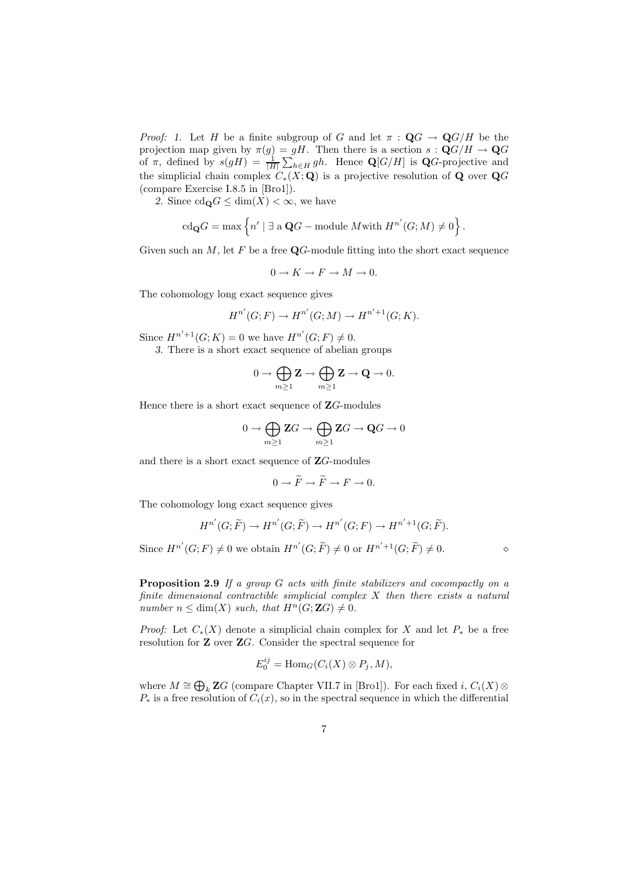*Proof: 1.* Let $H$ be a finite subgroup of $G$ and let $\pi : \mathbf{Q}G \to \mathbf{Q}G/H$ be the projection map given by $\pi(g) = gH$. Then there is a section $s : \mathbf{Q}G/H \to \mathbf{Q}G$ of $\pi$, defined by $s(gH) = \frac{1}{|H|}\sum_{h\in H} gh$. Hence $\mathbf{Q}[G/H]$ is $\mathbf{Q}G$-projective and the simplicial chain complex $C_*(X;\mathbf{Q})$ is a projective resolution of $\mathbf{Q}$ over $\mathbf{Q}G$ (compare Exercise I.8.5 in [Bro1]).

*2.* Since $\mathrm{cd}_{\mathbf{Q}}G \leq \dim(X) < \infty$, we have

$$\mathrm{cd}_{\mathbf{Q}}G = \max\left\{ n' \mid \exists \text{ a } \mathbf{Q}G-\text{module } M \text{with } H^{n'}(G;M) \neq 0 \right\}.$$

Given such an $M$, let $F$ be a free $\mathbf{Q}G$-module fitting into the short exact sequence

$$0 \to K \to F \to M \to 0.$$

The cohomology long exact sequence gives

$$H^{n'}(G;F) \to H^{n'}(G;M) \to H^{n'+1}(G;K).$$

Since $H^{n'+1}(G;K) = 0$ we have $H^{n'}(G;F) \neq 0$.

*3.* There is a short exact sequence of abelian groups

$$0 \to \bigoplus_{m\geq 1} \mathbf{Z} \to \bigoplus_{m\geq 1} \mathbf{Z} \to \mathbf{Q} \to 0.$$

Hence there is a short exact sequence of $\mathbf{Z}G$-modules

$$0 \to \bigoplus_{m\geq 1} \mathbf{Z}G \to \bigoplus_{m\geq 1} \mathbf{Z}G \to \mathbf{Q}G \to 0$$

and there is a short exact sequence of $\mathbf{Z}G$-modules

$$0 \to \widetilde{F} \to \widetilde{F} \to F \to 0.$$

The cohomology long exact sequence gives

$$H^{n'}(G;\widetilde{F}) \to H^{n'}(G;\widetilde{F}) \to H^{n'}(G;F) \to H^{n'+1}(G;\widetilde{F}).$$

Since $H^{n'}(G;F) \neq 0$ we obtain $H^{n'}(G;\widetilde{F}) \neq 0$ or $H^{n'+1}(G;\widetilde{F}) \neq 0$. $\diamond$

**Proposition 2.9** *If a group $G$ acts with finite stabilizers and cocompactly on a finite dimensional contractible simplicial complex $X$ then there exists a natural number $n \leq \dim(X)$ such, that $H^n(G;\mathbf{Z}G) \neq 0$.*

*Proof:* Let $C_*(X)$ denote a simplicial chain complex for $X$ and let $P_*$ be a free resolution for $\mathbf{Z}$ over $\mathbf{Z}G$. Consider the spectral sequence for

$$E_0^{ij} = \mathrm{Hom}_G(C_i(X) \otimes P_j, M),$$

where $M \cong \bigoplus_k \mathbf{Z}G$ (compare Chapter VII.7 in [Bro1]). For each fixed $i$, $C_i(X) \otimes P_*$ is a free resolution of $C_i(x)$, so in the spectral sequence in which the differential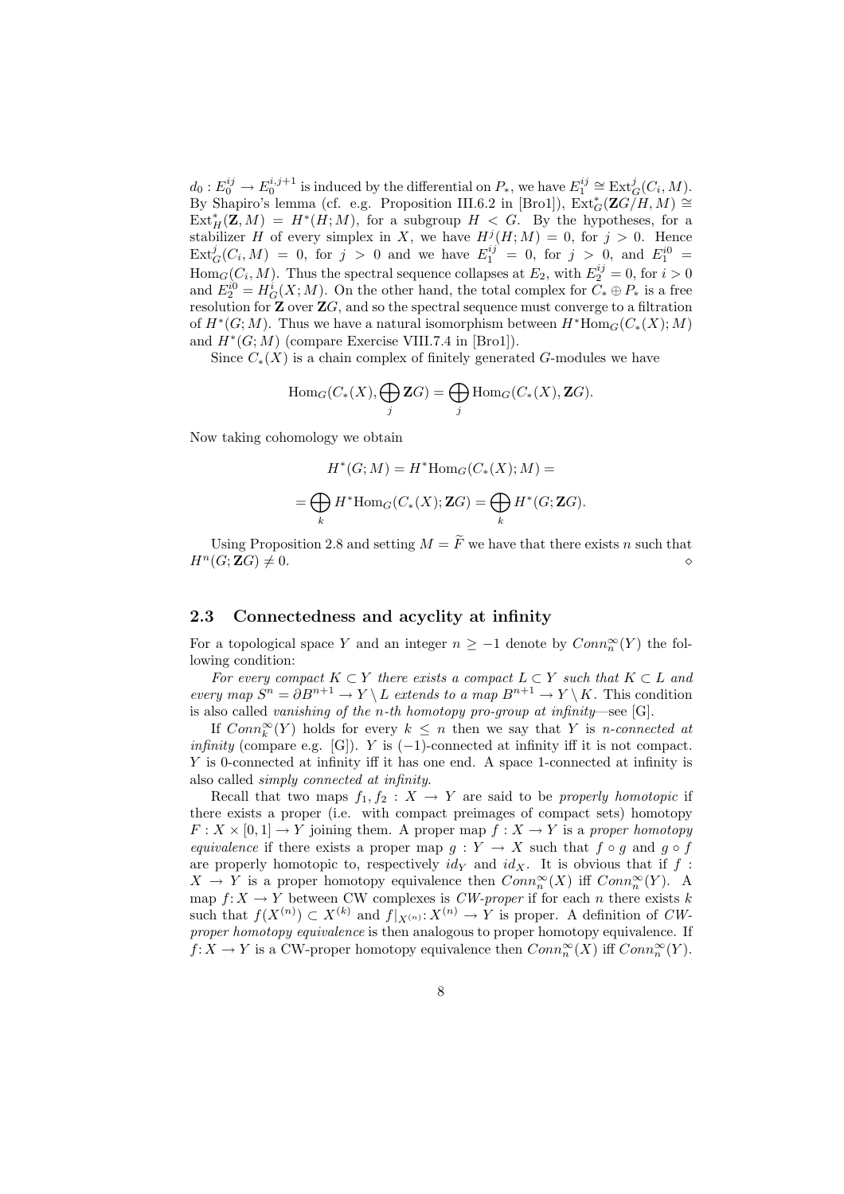$d_0 : E_0^{ij} \to E_0^{i,j+1}$ is induced by the differential on $P_*$, we have $E_1^{ij} \cong \mathrm{Ext}^j_G(C_i, M)$. By Shapiro's lemma (cf. e.g. Proposition III.6.2 in [Bro1]), $\mathrm{Ext}^*_G(\mathbf{Z}G/H, M) \cong \mathrm{Ext}^*_H(\mathbf{Z}, M) = H^*(H; M)$, for a subgroup $H < G$. By the hypotheses, for a stabilizer $H$ of every simplex in $X$, we have $H^j(H; M) = 0$, for $j > 0$. Hence $\mathrm{Ext}^j_G(C_i, M) = 0$, for $j > 0$ and we have $E_1^{ij} = 0$, for $j > 0$, and $E_1^{i0} = \mathrm{Hom}_G(C_i, M)$. Thus the spectral sequence collapses at $E_2$, with $E_2^{ij} = 0$, for $i > 0$ and $E_2^{i0} = H^i_G(X; M)$. On the other hand, the total complex for $C_* \oplus P_*$ is a free resolution for $\mathbf{Z}$ over $\mathbf{Z}G$, and so the spectral sequence must converge to a filtration of $H^*(G; M)$. Thus we have a natural isomorphism between $H^*\mathrm{Hom}_G(C_*(X); M)$ and $H^*(G; M)$ (compare Exercise VIII.7.4 in [Bro1]).

Since $C_*(X)$ is a chain complex of finitely generated $G$-modules we have

$$\mathrm{Hom}_G(C_*(X), \bigoplus_j \mathbf{Z}G) = \bigoplus_j \mathrm{Hom}_G(C_*(X), \mathbf{Z}G).$$

Now taking cohomology we obtain

$$H^*(G; M) = H^*\mathrm{Hom}_G(C_*(X); M) =$$

$$= \bigoplus_k H^*\mathrm{Hom}_G(C_*(X); \mathbf{Z}G) = \bigoplus_k H^*(G; \mathbf{Z}G).$$

Using Proposition 2.8 and setting $M = \widetilde{F}$ we have that there exists $n$ such that $H^n(G; \mathbf{Z}G) \neq 0$. $\diamond$

## 2.3 Connectedness and acyclity at infinity

For a topological space $Y$ and an integer $n \geq -1$ denote by $Conn^\infty_n(Y)$ the following condition:

*For every compact $K \subset Y$ there exists a compact $L \subset Y$ such that $K \subset L$ and every map $S^n = \partial B^{n+1} \to Y \setminus L$ extends to a map $B^{n+1} \to Y \setminus K$.* This condition is also called *vanishing of the n-th homotopy pro-group at infinity*—see [G].

If $Conn^\infty_k(Y)$ holds for every $k \leq n$ then we say that $Y$ is *n-connected at infinity* (compare e.g. [G]). $Y$ is $(-1)$-connected at infinity iff it is not compact. $Y$ is 0-connected at infinity iff it has one end. A space 1-connected at infinity is also called *simply connected at infinity*.

Recall that two maps $f_1, f_2 : X \to Y$ are said to be *properly homotopic* if there exists a proper (i.e. with compact preimages of compact sets) homotopy $F : X \times [0,1] \to Y$ joining them. A proper map $f : X \to Y$ is a *proper homotopy equivalence* if there exists a proper map $g : Y \to X$ such that $f \circ g$ and $g \circ f$ are properly homotopic to, respectively $id_Y$ and $id_X$. It is obvious that if $f : X \to Y$ is a proper homotopy equivalence then $Conn^\infty_n(X)$ iff $Conn^\infty_n(Y)$. A map $f : X \to Y$ between CW complexes is *CW-proper* if for each $n$ there exists $k$ such that $f(X^{(n)}) \subset X^{(k)}$ and $f|_{X^{(n)}} : X^{(n)} \to Y$ is proper. A definition of *CW-proper homotopy equivalence* is then analogous to proper homotopy equivalence. If $f : X \to Y$ is a CW-proper homotopy equivalence then $Conn^\infty_n(X)$ iff $Conn^\infty_n(Y)$.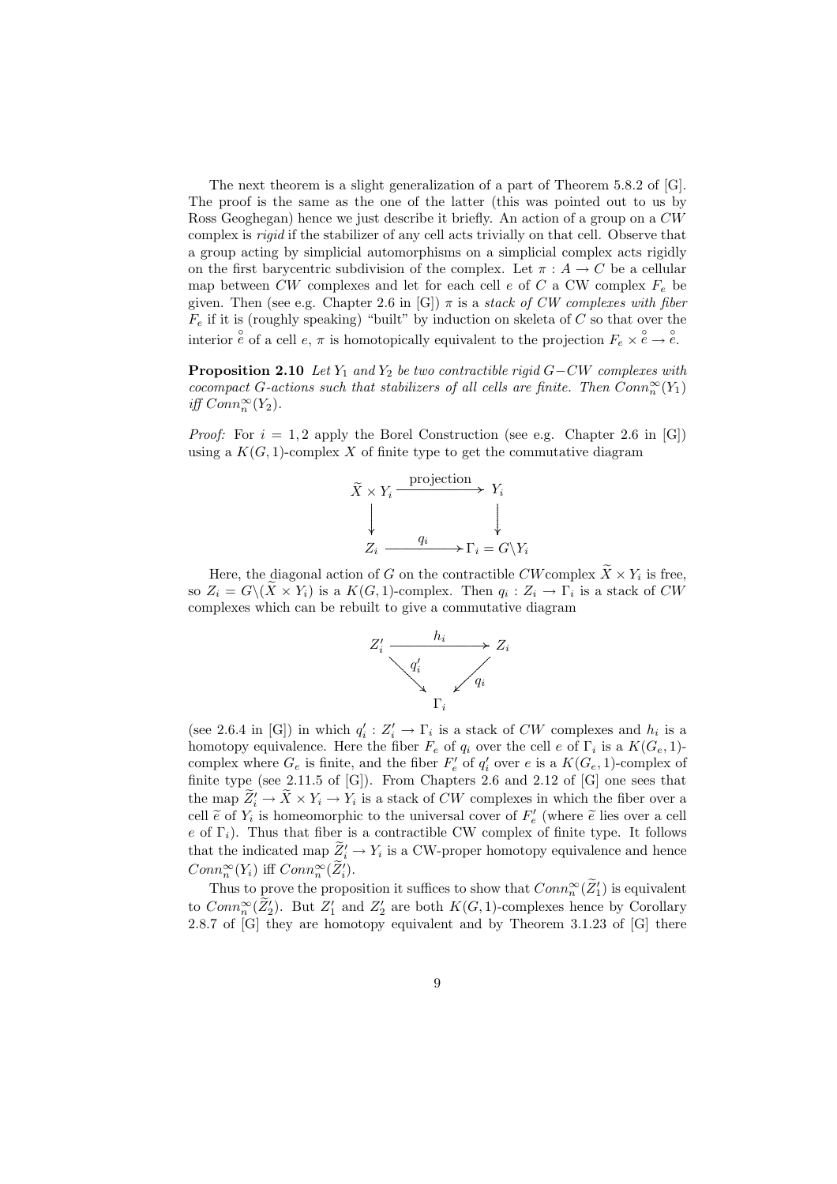The next theorem is a slight generalization of a part of Theorem 5.8.2 of [G]. The proof is the same as the one of the latter (this was pointed out to us by Ross Geoghegan) hence we just describe it briefly. An action of a group on a $CW$ complex is *rigid* if the stabilizer of any cell acts trivially on that cell. Observe that a group acting by simplicial automorphisms on a simplicial complex acts rigidly on the first barycentric subdivision of the complex. Let $\pi : A \to C$ be a cellular map between $CW$ complexes and let for each cell $e$ of $C$ a CW complex $F_e$ be given. Then (see e.g. Chapter 2.6 in [G]) $\pi$ is a *stack of CW complexes with fiber* $F_e$ if it is (roughly speaking) "built" by induction on skeleta of $C$ so that over the interior $\overset{\circ}{e}$ of a cell $e$, $\pi$ is homotopically equivalent to the projection $F_e \times \overset{\circ}{e} \to \overset{\circ}{e}$.

**Proposition 2.10** *Let $Y_1$ and $Y_2$ be two contractible rigid $G-CW$ complexes with cocompact $G$-actions such that stabilizers of all cells are finite. Then $Conn_n^\infty(Y_1)$ iff $Conn_n^\infty(Y_2)$.*

*Proof:* For $i = 1, 2$ apply the Borel Construction (see e.g. Chapter 2.6 in [G]) using a $K(G,1)$-complex $X$ of finite type to get the commutative diagram

$$\begin{array}{ccc} \widetilde{X} \times Y_i & \xrightarrow{\text{projection}} & Y_i \\ \downarrow & & \downarrow \\ Z_i & \xrightarrow{q_i} & \Gamma_i = G\backslash Y_i \end{array}$$

Here, the diagonal action of $G$ on the contractible $CW$complex $\widetilde{X} \times Y_i$ is free, so $Z_i = G\backslash(\widetilde{X} \times Y_i)$ is a $K(G,1)$-complex. Then $q_i : Z_i \to \Gamma_i$ is a stack of $CW$ complexes which can be rebuilt to give a commutative diagram

$$\begin{array}{ccc} Z_i' & \xrightarrow{h_i} & Z_i \\ & {\scriptstyle q_i'}\searrow \quad \swarrow{\scriptstyle q_i} & \\ & \Gamma_i & \end{array}$$

(see 2.6.4 in [G]) in which $q_i' : Z_i' \to \Gamma_i$ is a stack of $CW$ complexes and $h_i$ is a homotopy equivalence. Here the fiber $F_e$ of $q_i$ over the cell $e$ of $\Gamma_i$ is a $K(G_e, 1)$-complex where $G_e$ is finite, and the fiber $F_e'$ of $q_i'$ over $e$ is a $K(G_e, 1)$-complex of finite type (see 2.11.5 of [G]). From Chapters 2.6 and 2.12 of [G] one sees that the map $\widetilde{Z}_i' \to \widetilde{X} \times Y_i \to Y_i$ is a stack of $CW$ complexes in which the fiber over a cell $\widetilde{e}$ of $Y_i$ is homeomorphic to the universal cover of $F_e'$ (where $\widetilde{e}$ lies over a cell $e$ of $\Gamma_i$). Thus that fiber is a contractible CW complex of finite type. It follows that the indicated map $\widetilde{Z}_i' \to Y_i$ is a CW-proper homotopy equivalence and hence $Conn_n^\infty(Y_i)$ iff $Conn_n^\infty(\widetilde{Z}_i')$.

Thus to prove the proposition it suffices to show that $Conn_n^\infty(\widetilde{Z}_1')$ is equivalent to $Conn_n^\infty(\widetilde{Z}_2')$. But $Z_1'$ and $Z_2'$ are both $K(G,1)$-complexes hence by Corollary 2.8.7 of [G] they are homotopy equivalent and by Theorem 3.1.23 of [G] there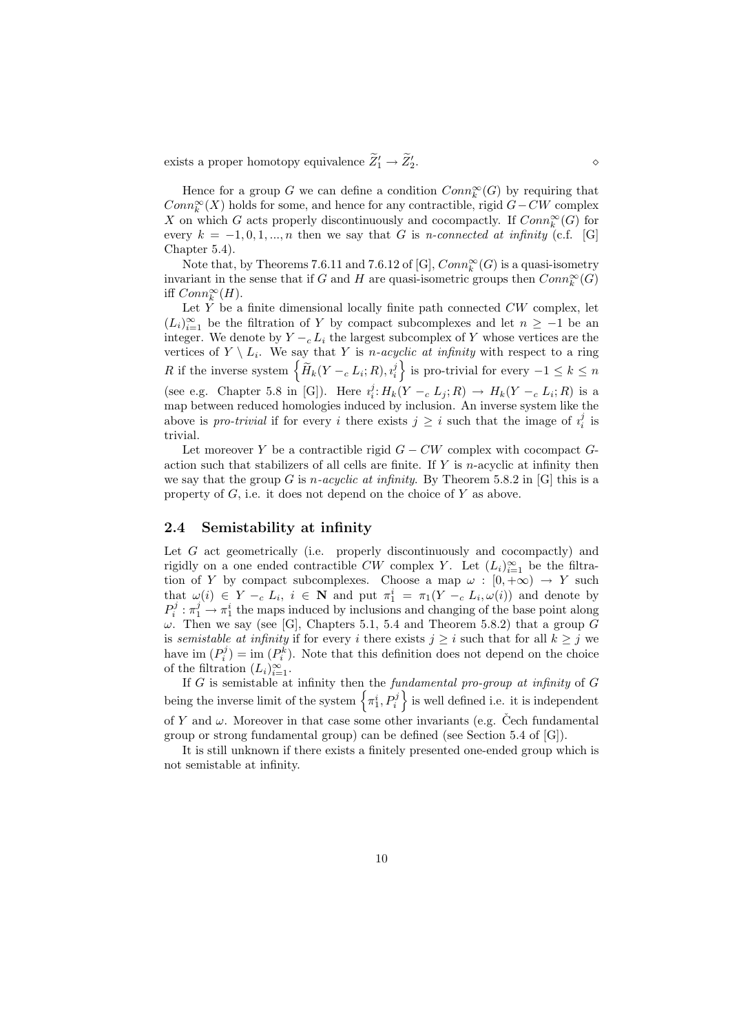exists a proper homotopy equivalence $\widetilde{Z}'_1 \to \widetilde{Z}'_2$. $\diamond$

Hence for a group $G$ we can define a condition $Conn_k^\infty(G)$ by requiring that $Conn_k^\infty(X)$ holds for some, and hence for any contractible, rigid $G-CW$ complex $X$ on which $G$ acts properly discontinuously and cocompactly. If $Conn_k^\infty(G)$ for every $k = -1, 0, 1, ..., n$ then we say that $G$ is *n-connected at infinity* (c.f. [G] Chapter 5.4).

Note that, by Theorems 7.6.11 and 7.6.12 of [G], $Conn_k^\infty(G)$ is a quasi-isometry invariant in the sense that if $G$ and $H$ are quasi-isometric groups then $Conn_k^\infty(G)$ iff $Conn_k^\infty(H)$.

Let $Y$ be a finite dimensional locally finite path connected $CW$ complex, let $(L_i)_{i=1}^\infty$ be the filtration of $Y$ by compact subcomplexes and let $n \geq -1$ be an integer. We denote by $Y -_c L_i$ the largest subcomplex of $Y$ whose vertices are the vertices of $Y \setminus L_i$. We say that $Y$ is *n-acyclic at infinity* with respect to a ring $R$ if the inverse system $\left\{\widetilde{H}_k(Y -_c L_i; R), \imath_i^j\right\}$ is pro-trivial for every $-1 \leq k \leq n$ (see e.g. Chapter 5.8 in [G]). Here $\imath_i^j \colon H_k(Y -_c L_j; R) \to H_k(Y -_c L_i; R)$ is a map between reduced homologies induced by inclusion. An inverse system like the above is *pro-trivial* if for every $i$ there exists $j \geq i$ such that the image of $\imath_i^j$ is trivial.

Let moreover $Y$ be a contractible rigid $G-CW$ complex with cocompact $G$-action such that stabilizers of all cells are finite. If $Y$ is $n$-acyclic at infinity then we say that the group $G$ is *n-acyclic at infinity*. By Theorem 5.8.2 in [G] this is a property of $G$, i.e. it does not depend on the choice of $Y$ as above.

### 2.4 Semistability at infinity

Let $G$ act geometrically (i.e. properly discontinuously and cocompactly) and rigidly on a one ended contractible $CW$ complex $Y$. Let $(L_i)_{i=1}^\infty$ be the filtration of $Y$ by compact subcomplexes. Choose a map $\omega : [0, +\infty) \to Y$ such that $\omega(i) \in Y -_c L_i$, $i \in \mathbf{N}$ and put $\pi_1^i = \pi_1(Y -_c L_i, \omega(i))$ and denote by $P_i^j : \pi_1^j \to \pi_1^i$ the maps induced by inclusions and changing of the base point along $\omega$. Then we say (see [G], Chapters 5.1, 5.4 and Theorem 5.8.2) that a group $G$ is *semistable at infinity* if for every $i$ there exists $j \geq i$ such that for all $k \geq j$ we have $\mathrm{im}\,(P_i^j) = \mathrm{im}\,(P_i^k)$. Note that this definition does not depend on the choice of the filtration $(L_i)_{i=1}^\infty$.

If $G$ is semistable at infinity then the *fundamental pro-group at infinity* of $G$ being the inverse limit of the system $\left\{\pi_1^i, P_i^j\right\}$ is well defined i.e. it is independent of $Y$ and $\omega$. Moreover in that case some other invariants (e.g. Čech fundamental group or strong fundamental group) can be defined (see Section 5.4 of [G]).

It is still unknown if there exists a finitely presented one-ended group which is not semistable at infinity.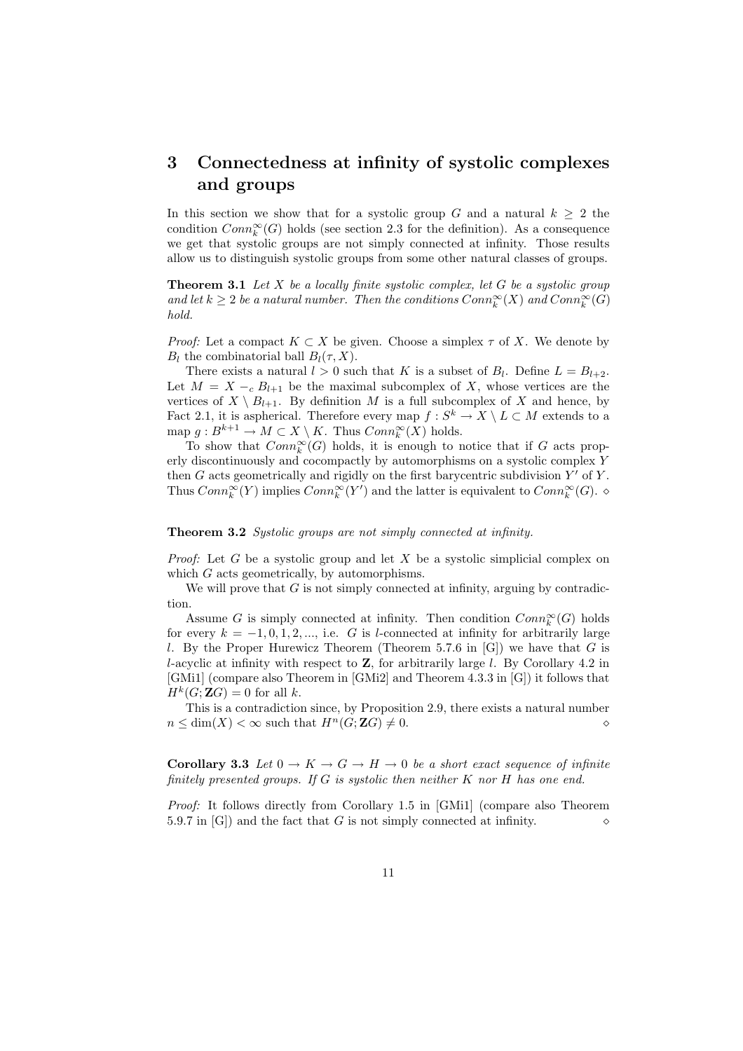## 3 Connectedness at infinity of systolic complexes and groups

In this section we show that for a systolic group $G$ and a natural $k \geq 2$ the condition $Conn_k^\infty(G)$ holds (see section 2.3 for the definition). As a consequence we get that systolic groups are not simply connected at infinity. Those results allow us to distinguish systolic groups from some other natural classes of groups.

**Theorem 3.1** *Let $X$ be a locally finite systolic complex, let $G$ be a systolic group and let $k \geq 2$ be a natural number. Then the conditions $Conn_k^\infty(X)$ and $Conn_k^\infty(G)$ hold.*

*Proof:* Let a compact $K \subset X$ be given. Choose a simplex $\tau$ of $X$. We denote by $B_l$ the combinatorial ball $B_l(\tau, X)$.

There exists a natural $l > 0$ such that $K$ is a subset of $B_l$. Define $L = B_{l+2}$. Let $M = X -_c B_{l+1}$ be the maximal subcomplex of $X$, whose vertices are the vertices of $X \setminus B_{l+1}$. By definition $M$ is a full subcomplex of $X$ and hence, by Fact 2.1, it is aspherical. Therefore every map $f : S^k \to X \setminus L \subset M$ extends to a map $g : B^{k+1} \to M \subset X \setminus K$. Thus $Conn_k^\infty(X)$ holds.

To show that $Conn_k^\infty(G)$ holds, it is enough to notice that if $G$ acts properly discontinuously and cocompactly by automorphisms on a systolic complex $Y$ then $G$ acts geometrically and rigidly on the first barycentric subdivision $Y'$ of $Y$. Thus $Conn_k^\infty(Y)$ implies $Conn_k^\infty(Y')$ and the latter is equivalent to $Conn_k^\infty(G)$. $\diamond$

**Theorem 3.2** *Systolic groups are not simply connected at infinity.*

*Proof:* Let $G$ be a systolic group and let $X$ be a systolic simplicial complex on which $G$ acts geometrically, by automorphisms.

We will prove that $G$ is not simply connected at infinity, arguing by contradiction.

Assume $G$ is simply connected at infinity. Then condition $Conn_k^\infty(G)$ holds for every $k = -1, 0, 1, 2, ...$, i.e. $G$ is $l$-connected at infinity for arbitrarily large $l$. By the Proper Hurewicz Theorem (Theorem 5.7.6 in [G]) we have that $G$ is $l$-acyclic at infinity with respect to $\mathbf{Z}$, for arbitrarily large $l$. By Corollary 4.2 in [GMi1] (compare also Theorem in [GMi2] and Theorem 4.3.3 in [G]) it follows that $H^k(G; \mathbf{Z}G) = 0$ for all $k$.

This is a contradiction since, by Proposition 2.9, there exists a natural number $n \leq \dim(X) < \infty$ such that $H^n(G; \mathbf{Z}G) \neq 0$. $\diamond$

**Corollary 3.3** *Let $0 \to K \to G \to H \to 0$ be a short exact sequence of infinite finitely presented groups. If $G$ is systolic then neither $K$ nor $H$ has one end.*

*Proof:* It follows directly from Corollary 1.5 in [GMi1] (compare also Theorem 5.9.7 in [G]) and the fact that $G$ is not simply connected at infinity. $\diamond$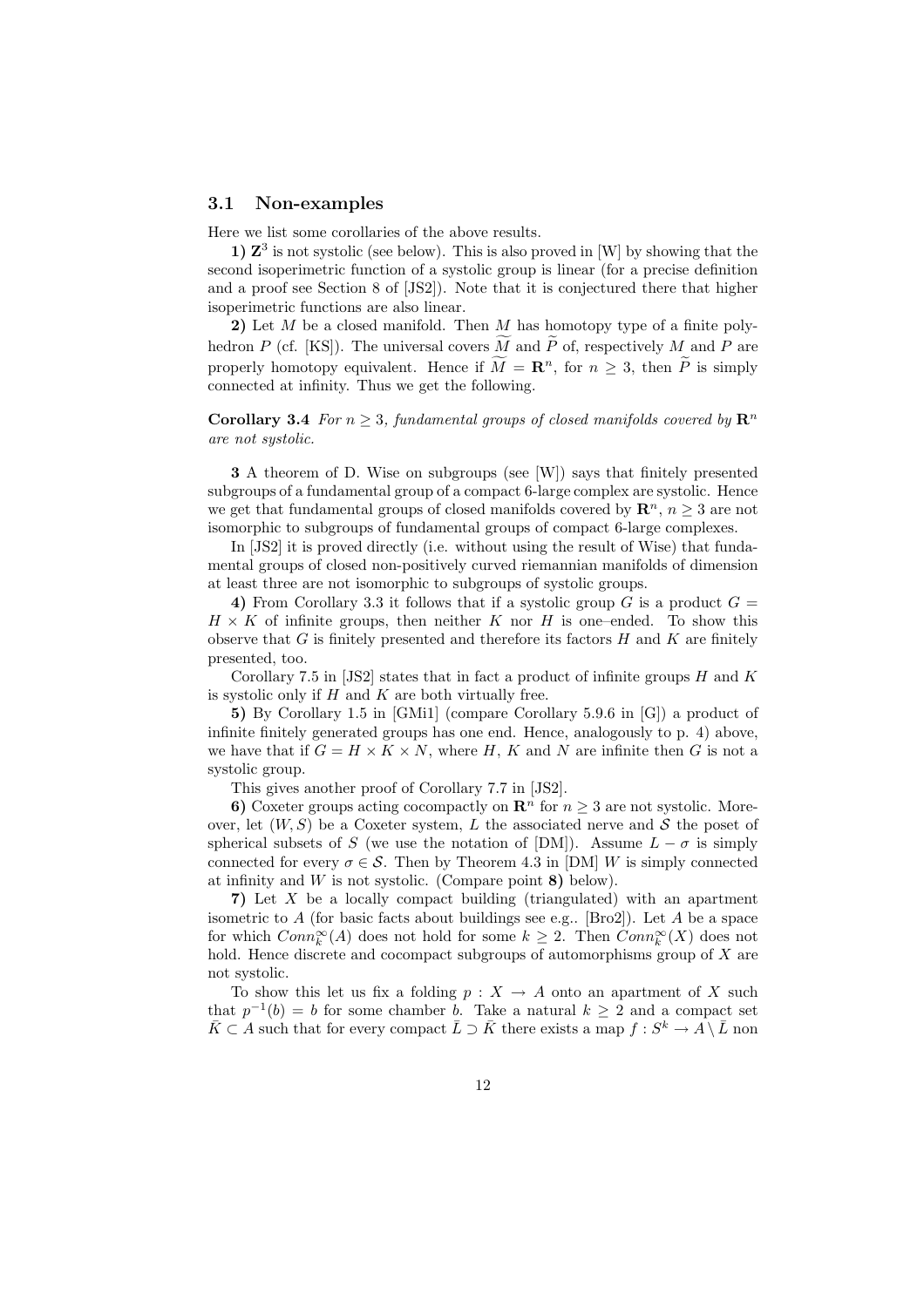### 3.1 Non-examples

Here we list some corollaries of the above results.

**1)** $\mathbf{Z}^3$ is not systolic (see below). This is also proved in [W] by showing that the second isoperimetric function of a systolic group is linear (for a precise definition and a proof see Section 8 of [JS2]). Note that it is conjectured there that higher isoperimetric functions are also linear.

**2)** Let $M$ be a closed manifold. Then $M$ has homotopy type of a finite polyhedron $P$ (cf. [KS]). The universal covers $\widetilde{M}$ and $\widetilde{P}$ of, respectively $M$ and $P$ are properly homotopy equivalent. Hence if $\widetilde{M} = \mathbf{R}^n$, for $n \geq 3$, then $\widetilde{P}$ is simply connected at infinity. Thus we get the following.

**Corollary 3.4** *For $n \geq 3$, fundamental groups of closed manifolds covered by $\mathbf{R}^n$ are not systolic.*

**3** A theorem of D. Wise on subgroups (see [W]) says that finitely presented subgroups of a fundamental group of a compact 6-large complex are systolic. Hence we get that fundamental groups of closed manifolds covered by $\mathbf{R}^n$, $n \geq 3$ are not isomorphic to subgroups of fundamental groups of compact 6-large complexes.

In [JS2] it is proved directly (i.e. without using the result of Wise) that fundamental groups of closed non-positively curved riemannian manifolds of dimension at least three are not isomorphic to subgroups of systolic groups.

**4)** From Corollary 3.3 it follows that if a systolic group $G$ is a product $G = H \times K$ of infinite groups, then neither $K$ nor $H$ is one–ended. To show this observe that $G$ is finitely presented and therefore its factors $H$ and $K$ are finitely presented, too.

Corollary 7.5 in [JS2] states that in fact a product of infinite groups $H$ and $K$ is systolic only if $H$ and $K$ are both virtually free.

**5)** By Corollary 1.5 in [GMi1] (compare Corollary 5.9.6 in [G]) a product of infinite finitely generated groups has one end. Hence, analogously to p. 4) above, we have that if $G = H \times K \times N$, where $H$, $K$ and $N$ are infinite then $G$ is not a systolic group.

This gives another proof of Corollary 7.7 in [JS2].

**6)** Coxeter groups acting cocompactly on $\mathbf{R}^n$ for $n \geq 3$ are not systolic. Moreover, let $(W, S)$ be a Coxeter system, $L$ the associated nerve and $\mathcal{S}$ the poset of spherical subsets of $S$ (we use the notation of [DM]). Assume $L - \sigma$ is simply connected for every $\sigma \in \mathcal{S}$. Then by Theorem 4.3 in [DM] $W$ is simply connected at infinity and $W$ is not systolic. (Compare point **8)** below).

**7)** Let $X$ be a locally compact building (triangulated) with an apartment isometric to $A$ (for basic facts about buildings see e.g.. [Bro2]). Let $A$ be a space for which $Conn_k^\infty(A)$ does not hold for some $k \geq 2$. Then $Conn_k^\infty(X)$ does not hold. Hence discrete and cocompact subgroups of automorphisms group of $X$ are not systolic.

To show this let us fix a folding $p : X \to A$ onto an apartment of $X$ such that $p^{-1}(b) = b$ for some chamber $b$. Take a natural $k \geq 2$ and a compact set $\bar{K} \subset A$ such that for every compact $\bar{L} \supset \bar{K}$ there exists a map $f : S^k \to A \setminus \bar{L}$ non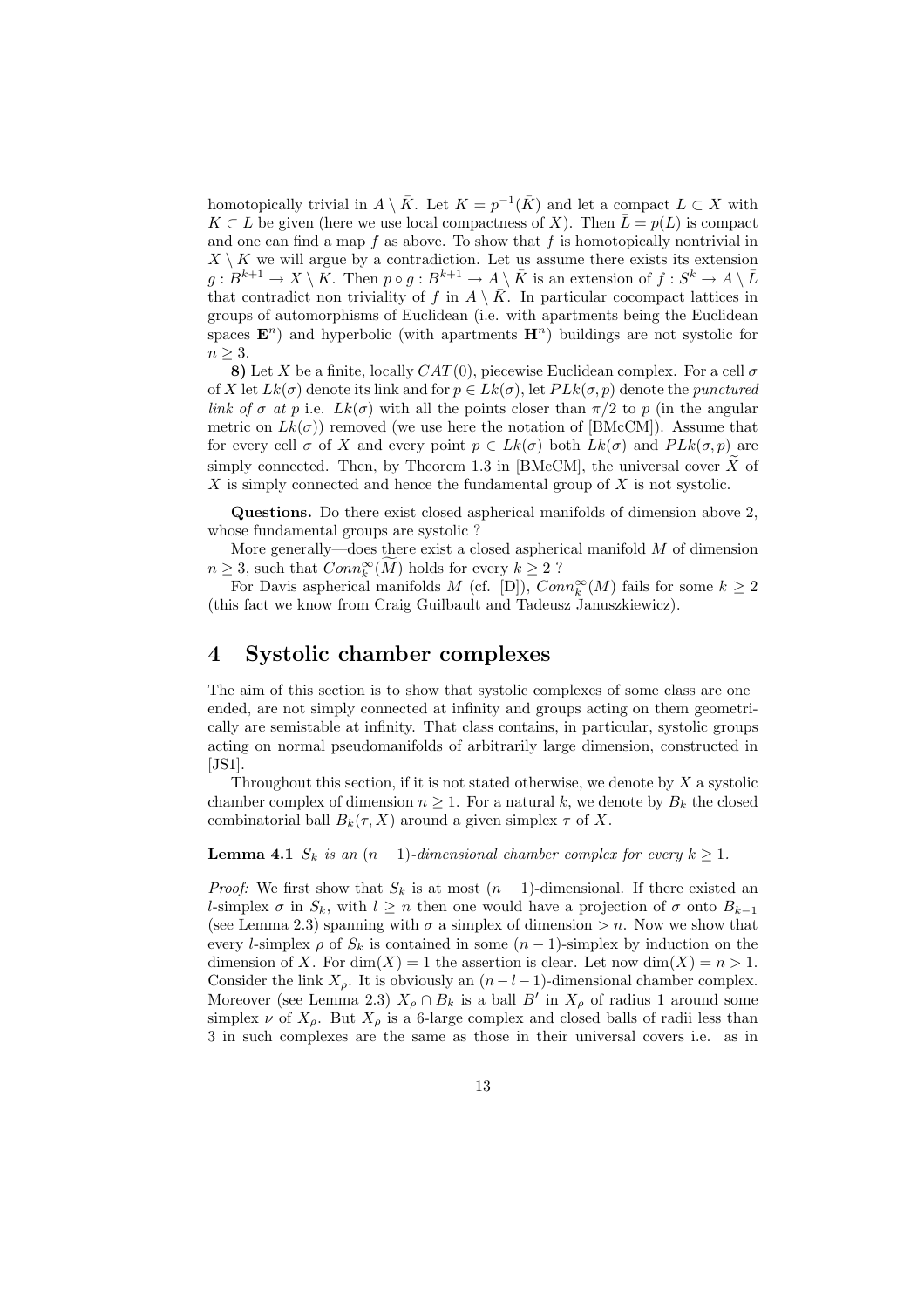homotopically trivial in $A \setminus \bar{K}$. Let $K = p^{-1}(\bar{K})$ and let a compact $L \subset X$ with $K \subset L$ be given (here we use local compactness of $X$). Then $\bar{L} = p(L)$ is compact and one can find a map $f$ as above. To show that $f$ is homotopically nontrivial in $X \setminus K$ we will argue by a contradiction. Let us assume there exists its extension $g : B^{k+1} \to X \setminus K$. Then $p \circ g : B^{k+1} \to A \setminus \bar{K}$ is an extension of $f : S^k \to A \setminus \bar{L}$ that contradict non triviality of $f$ in $A \setminus \bar{K}$. In particular cocompact lattices in groups of automorphisms of Euclidean (i.e. with apartments being the Euclidean spaces $\mathbf{E}^n$) and hyperbolic (with apartments $\mathbf{H}^n$) buildings are not systolic for $n \geq 3$.

**8)** Let $X$ be a finite, locally $CAT(0)$, piecewise Euclidean complex. For a cell $\sigma$ of $X$ let $Lk(\sigma)$ denote its link and for $p \in Lk(\sigma)$, let $PLk(\sigma, p)$ denote the *punctured link of $\sigma$ at $p$* i.e. $Lk(\sigma)$ with all the points closer than $\pi/2$ to $p$ (in the angular metric on $Lk(\sigma)$) removed (we use here the notation of [BMcCM]). Assume that for every cell $\sigma$ of $X$ and every point $p \in Lk(\sigma)$ both $Lk(\sigma)$ and $PLk(\sigma, p)$ are simply connected. Then, by Theorem 1.3 in [BMcCM], the universal cover $\widetilde{X}$ of $X$ is simply connected and hence the fundamental group of $X$ is not systolic.

**Questions.** Do there exist closed aspherical manifolds of dimension above 2, whose fundamental groups are systolic ?

More generally—does there exist a closed aspherical manifold $M$ of dimension $n \geq 3$, such that $Conn_k^\infty(\widetilde{M})$ holds for every $k \geq 2$ ?

For Davis aspherical manifolds $M$ (cf. [D]), $Conn_k^\infty(M)$ fails for some $k \geq 2$ (this fact we know from Craig Guilbault and Tadeusz Januszkiewicz).

# 4 Systolic chamber complexes

The aim of this section is to show that systolic complexes of some class are one–ended, are not simply connected at infinity and groups acting on them geometrically are semistable at infinity. That class contains, in particular, systolic groups acting on normal pseudomanifolds of arbitrarily large dimension, constructed in [JS1].

Throughout this section, if it is not stated otherwise, we denote by $X$ a systolic chamber complex of dimension $n \geq 1$. For a natural $k$, we denote by $B_k$ the closed combinatorial ball $B_k(\tau, X)$ around a given simplex $\tau$ of $X$.

**Lemma 4.1** *$S_k$ is an $(n-1)$-dimensional chamber complex for every $k \geq 1$.*

*Proof:* We first show that $S_k$ is at most $(n-1)$-dimensional. If there existed an $l$-simplex $\sigma$ in $S_k$, with $l \geq n$ then one would have a projection of $\sigma$ onto $B_{k-1}$ (see Lemma 2.3) spanning with $\sigma$ a simplex of dimension $> n$. Now we show that every $l$-simplex $\rho$ of $S_k$ is contained in some $(n-1)$-simplex by induction on the dimension of $X$. For $\dim(X) = 1$ the assertion is clear. Let now $\dim(X) = n > 1$. Consider the link $X_\rho$. It is obviously an $(n-l-1)$-dimensional chamber complex. Moreover (see Lemma 2.3) $X_\rho \cap B_k$ is a ball $B'$ in $X_\rho$ of radius 1 around some simplex $\nu$ of $X_\rho$. But $X_\rho$ is a 6-large complex and closed balls of radii less than 3 in such complexes are the same as those in their universal covers i.e. as in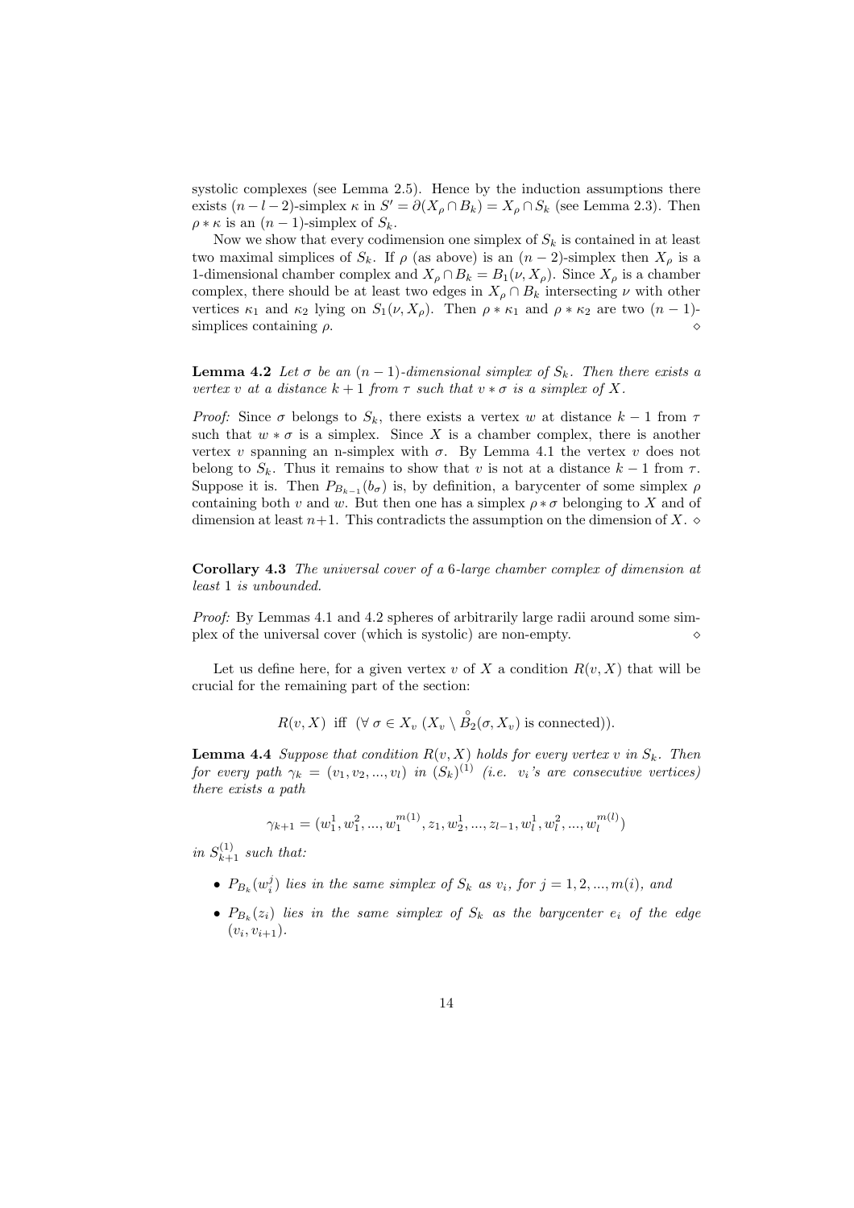systolic complexes (see Lemma 2.5). Hence by the induction assumptions there exists $(n-l-2)$-simplex $\kappa$ in $S' = \partial(X_\rho \cap B_k) = X_\rho \cap S_k$ (see Lemma 2.3). Then $\rho * \kappa$ is an $(n-1)$-simplex of $S_k$.

Now we show that every codimension one simplex of $S_k$ is contained in at least two maximal simplices of $S_k$. If $\rho$ (as above) is an $(n-2)$-simplex then $X_\rho$ is a 1-dimensional chamber complex and $X_\rho \cap B_k = B_1(\nu, X_\rho)$. Since $X_\rho$ is a chamber complex, there should be at least two edges in $X_\rho \cap B_k$ intersecting $\nu$ with other vertices $\kappa_1$ and $\kappa_2$ lying on $S_1(\nu, X_\rho)$. Then $\rho * \kappa_1$ and $\rho * \kappa_2$ are two $(n-1)$-simplices containing $\rho$. $\diamond$

**Lemma 4.2** *Let $\sigma$ be an $(n-1)$-dimensional simplex of $S_k$. Then there exists a vertex $v$ at a distance $k+1$ from $\tau$ such that $v * \sigma$ is a simplex of $X$.*

*Proof:* Since $\sigma$ belongs to $S_k$, there exists a vertex $w$ at distance $k-1$ from $\tau$ such that $w * \sigma$ is a simplex. Since $X$ is a chamber complex, there is another vertex $v$ spanning an n-simplex with $\sigma$. By Lemma 4.1 the vertex $v$ does not belong to $S_k$. Thus it remains to show that $v$ is not at a distance $k-1$ from $\tau$. Suppose it is. Then $P_{B_{k-1}}(b_\sigma)$ is, by definition, a barycenter of some simplex $\rho$ containing both $v$ and $w$. But then one has a simplex $\rho * \sigma$ belonging to $X$ and of dimension at least $n+1$. This contradicts the assumption on the dimension of $X$. $\diamond$

**Corollary 4.3** *The universal cover of a 6-large chamber complex of dimension at least 1 is unbounded.*

*Proof:* By Lemmas 4.1 and 4.2 spheres of arbitrarily large radii around some simplex of the universal cover (which is systolic) are non-empty. $\diamond$

Let us define here, for a given vertex $v$ of $X$ a condition $R(v, X)$ that will be crucial for the remaining part of the section:

$$R(v, X) \text{ iff } (\forall\, \sigma \in X_v \ (X_v \setminus \overset{\circ}{B}_2(\sigma, X_v) \text{ is connected})).$$

**Lemma 4.4** *Suppose that condition $R(v, X)$ holds for every vertex $v$ in $S_k$. Then for every path $\gamma_k = (v_1, v_2, ..., v_l)$ in $(S_k)^{(1)}$ (i.e. $v_i$'s are consecutive vertices) there exists a path*

$$\gamma_{k+1} = (w_1^1, w_1^2, ..., w_1^{m(1)}, z_1, w_2^1, ..., z_{l-1}, w_l^1, w_l^2, ..., w_l^{m(l)})$$

*in $S_{k+1}^{(1)}$ such that:*

- *$P_{B_k}(w_i^j)$ lies in the same simplex of $S_k$ as $v_i$, for $j = 1, 2, ..., m(i)$, and*
- *$P_{B_k}(z_i)$ lies in the same simplex of $S_k$ as the barycenter $e_i$ of the edge $(v_i, v_{i+1})$.*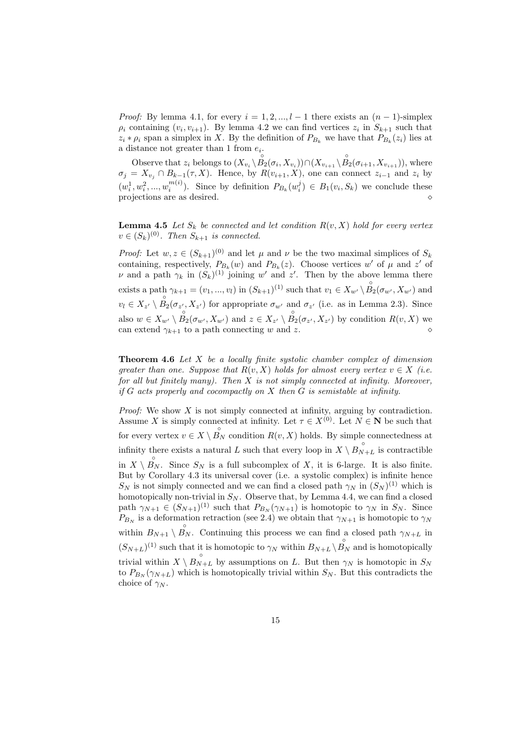*Proof:* By lemma 4.1, for every $i = 1, 2, ..., l-1$ there exists an $(n-1)$-simplex $\rho_i$ containing $(v_i, v_{i+1})$. By lemma 4.2 we can find vertices $z_i$ in $S_{k+1}$ such that $z_i * \rho_i$ span a simplex in $X$. By the definition of $P_{B_k}$ we have that $P_{B_k}(z_i)$ lies at a distance not greater than 1 from $e_i$.

Observe that $z_i$ belongs to $(X_{v_i} \setminus \overset{\circ}{B}_2(\sigma_i, X_{v_i})) \cap (X_{v_{i+1}} \setminus \overset{\circ}{B}_2(\sigma_{i+1}, X_{v_{i+1}}))$, where $\sigma_j = X_{v_j} \cap B_{k-1}(\tau, X)$. Hence, by $R(v_{i+1}, X)$, one can connect $z_{i-1}$ and $z_i$ by $(w_i^1, w_i^2, ..., w_i^{m(i)})$. Since by definition $P_{B_k}(w_i^j) \in B_1(v_i, S_k)$ we conclude these projections are as desired. $\diamond$

**Lemma 4.5** *Let $S_k$ be connected and let condition $R(v, X)$ hold for every vertex $v \in (S_k)^{(0)}$. Then $S_{k+1}$ is connected.*

*Proof:* Let $w, z \in (S_{k+1})^{(0)}$ and let $\mu$ and $\nu$ be the two maximal simplices of $S_k$ containing, respectively, $P_{B_k}(w)$ and $P_{B_k}(z)$. Choose vertices $w'$ of $\mu$ and $z'$ of $\nu$ and a path $\gamma_k$ in $(S_k)^{(1)}$ joining $w'$ and $z'$. Then by the above lemma there exists a path $\gamma_{k+1} = (v_1, ..., v_l)$ in $(S_{k+1})^{(1)}$ such that $v_1 \in X_{w'} \setminus \overset{\circ}{B}_2(\sigma_{w'}, X_{w'})$ and $v_l \in X_{z'} \setminus \overset{\circ}{B}_2(\sigma_{z'}, X_{z'})$ for appropriate $\sigma_{w'}$ and $\sigma_{z'}$ (i.e. as in Lemma 2.3). Since also $w \in X_{w'} \setminus \overset{\circ}{B}_2(\sigma_{w'}, X_{w'})$ and $z \in X_{z'} \setminus \overset{\circ}{B}_2(\sigma_{z'}, X_{z'})$ by condition $R(v, X)$ we can extend $\gamma_{k+1}$ to a path connecting $w$ and $z$. $\diamond$

**Theorem 4.6** *Let $X$ be a locally finite systolic chamber complex of dimension greater than one. Suppose that $R(v, X)$ holds for almost every vertex $v \in X$ (i.e. for all but finitely many). Then $X$ is not simply connected at infinity. Moreover, if $G$ acts properly and cocompactly on $X$ then $G$ is semistable at infinity.*

*Proof:* We show $X$ is not simply connected at infinity, arguing by contradiction. Assume $X$ is simply connected at infinity. Let $\tau \in X^{(0)}$. Let $N \in \mathbf{N}$ be such that for every vertex $v \in X \setminus \overset{\circ}{B}_N$ condition $R(v, X)$ holds. By simple connectedness at infinity there exists a natural $L$ such that every loop in $X \setminus \overset{\circ}{B}_{N+L}$ is contractible in $X \setminus \overset{\circ}{B}_N$. Since $S_N$ is a full subcomplex of $X$, it is 6-large. It is also finite. But by Corollary 4.3 its universal cover (i.e. a systolic complex) is infinite hence $S_N$ is not simply connected and we can find a closed path $\gamma_N$ in $(S_N)^{(1)}$ which is homotopically non-trivial in $S_N$. Observe that, by Lemma 4.4, we can find a closed path $\gamma_{N+1} \in (S_{N+1})^{(1)}$ such that $P_{B_N}(\gamma_{N+1})$ is homotopic to $\gamma_N$ in $S_N$. Since $P_{B_N}$ is a deformation retraction (see 2.4) we obtain that $\gamma_{N+1}$ is homotopic to $\gamma_N$ within $B_{N+1} \setminus \overset{\circ}{B}_N$. Continuing this process we can find a closed path $\gamma_{N+L}$ in $(S_{N+L})^{(1)}$ such that it is homotopic to $\gamma_N$ within $B_{N+L} \setminus \overset{\circ}{B}_N$ and is homotopically trivial within $X \setminus \overset{\circ}{B}_{N+L}$ by assumptions on $L$. But then $\gamma_N$ is homotopic in $S_N$ to $P_{B_N}(\gamma_{N+L})$ which is homotopically trivial within $S_N$. But this contradicts the choice of $\gamma_N$.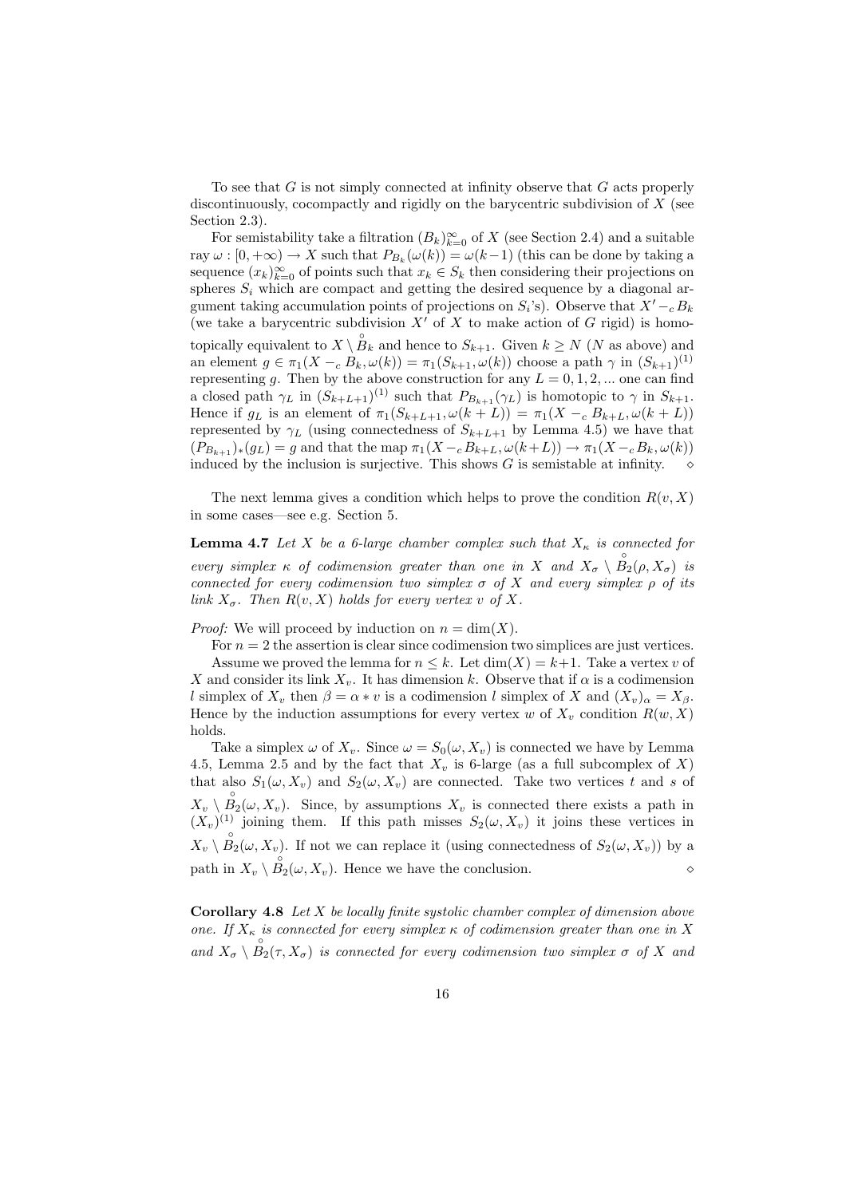To see that $G$ is not simply connected at infinity observe that $G$ acts properly discontinuously, cocompactly and rigidly on the barycentric subdivision of $X$ (see Section 2.3).

For semistability take a filtration $(B_k)_{k=0}^{\infty}$ of $X$ (see Section 2.4) and a suitable ray $\omega : [0, +\infty) \to X$ such that $P_{B_k}(\omega(k)) = \omega(k-1)$ (this can be done by taking a sequence $(x_k)_{k=0}^{\infty}$ of points such that $x_k \in S_k$ then considering their projections on spheres $S_i$ which are compact and getting the desired sequence by a diagonal argument taking accumulation points of projections on $S_i$'s). Observe that $X' -_c B_k$ (we take a barycentric subdivision $X'$ of $X$ to make action of $G$ rigid) is homotopically equivalent to $X \setminus \overset{\circ}{B}_k$ and hence to $S_{k+1}$. Given $k \geq N$ ($N$ as above) and an element $g \in \pi_1(X -_c B_k, \omega(k)) = \pi_1(S_{k+1}, \omega(k))$ choose a path $\gamma$ in $(S_{k+1})^{(1)}$ representing $g$. Then by the above construction for any $L = 0, 1, 2, ...$ one can find a closed path $\gamma_L$ in $(S_{k+L+1})^{(1)}$ such that $P_{B_{k+1}}(\gamma_L)$ is homotopic to $\gamma$ in $S_{k+1}$. Hence if $g_L$ is an element of $\pi_1(S_{k+L+1}, \omega(k+L)) = \pi_1(X -_c B_{k+L}, \omega(k+L))$ represented by $\gamma_L$ (using connectedness of $S_{k+L+1}$ by Lemma 4.5) we have that $(P_{B_{k+1}})_*(g_L) = g$ and that the map $\pi_1(X -_c B_{k+L}, \omega(k+L)) \to \pi_1(X -_c B_k, \omega(k))$ induced by the inclusion is surjective. This shows $G$ is semistable at infinity. $\diamond$

The next lemma gives a condition which helps to prove the condition $R(v, X)$ in some cases—see e.g. Section 5.

**Lemma 4.7** *Let $X$ be a 6-large chamber complex such that $X_\kappa$ is connected for every simplex $\kappa$ of codimension greater than one in $X$ and $X_\sigma \setminus \overset{\circ}{B}_2(\rho, X_\sigma)$ is connected for every codimension two simplex $\sigma$ of $X$ and every simplex $\rho$ of its link $X_\sigma$. Then $R(v, X)$ holds for every vertex $v$ of $X$.*

*Proof:* We will proceed by induction on $n = \dim(X)$.

For $n = 2$ the assertion is clear since codimension two simplices are just vertices.

Assume we proved the lemma for $n \leq k$. Let $\dim(X) = k+1$. Take a vertex $v$ of $X$ and consider its link $X_v$. It has dimension $k$. Observe that if $\alpha$ is a codimension $l$ simplex of $X_v$ then $\beta = \alpha * v$ is a codimension $l$ simplex of $X$ and $(X_v)_\alpha = X_\beta$. Hence by the induction assumptions for every vertex $w$ of $X_v$ condition $R(w, X)$ holds.

Take a simplex $\omega$ of $X_v$. Since $\omega = S_0(\omega, X_v)$ is connected we have by Lemma 4.5, Lemma 2.5 and by the fact that $X_v$ is 6-large (as a full subcomplex of $X$) that also $S_1(\omega, X_v)$ and $S_2(\omega, X_v)$ are connected. Take two vertices $t$ and $s$ of $X_v \setminus \overset{\circ}{B}_2(\omega, X_v)$. Since, by assumptions $X_v$ is connected there exists a path in $(X_v)^{(1)}$ joining them. If this path misses $S_2(\omega, X_v)$ it joins these vertices in $X_v \setminus \overset{\circ}{B}_2(\omega, X_v)$. If not we can replace it (using connectedness of $S_2(\omega, X_v)$) by a path in $X_v \setminus \overset{\circ}{B}_2(\omega, X_v)$. Hence we have the conclusion. $\diamond$

**Corollary 4.8** *Let $X$ be locally finite systolic chamber complex of dimension above one. If $X_\kappa$ is connected for every simplex $\kappa$ of codimension greater than one in $X$ and $X_\sigma \setminus \overset{\circ}{B}_2(\tau, X_\sigma)$ is connected for every codimension two simplex $\sigma$ of $X$ and*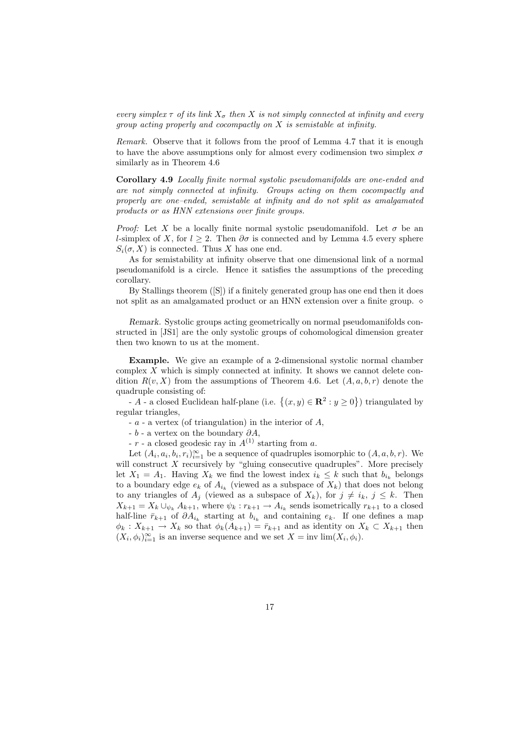*every simplex $\tau$ of its link $X_\sigma$ then $X$ is not simply connected at infinity and every group acting properly and cocompactly on $X$ is semistable at infinity.*

*Remark.* Observe that it follows from the proof of Lemma 4.7 that it is enough to have the above assumptions only for almost every codimension two simplex $\sigma$ similarly as in Theorem 4.6

**Corollary 4.9** *Locally finite normal systolic pseudomanifolds are one-ended and are not simply connected at infinity. Groups acting on them cocompactly and properly are one–ended, semistable at infinity and do not split as amalgamated products or as HNN extensions over finite groups.*

*Proof:* Let $X$ be a locally finite normal systolic pseudomanifold. Let $\sigma$ be an $l$-simplex of $X$, for $l \geq 2$. Then $\partial\sigma$ is connected and by Lemma 4.5 every sphere $S_i(\sigma, X)$ is connected. Thus $X$ has one end.

As for semistability at infinity observe that one dimensional link of a normal pseudomanifold is a circle. Hence it satisfies the assumptions of the preceding corollary.

By Stallings theorem ([S]) if a finitely generated group has one end then it does not split as an amalgamated product or an HNN extension over a finite group. $\diamond$

*Remark.* Systolic groups acting geometrically on normal pseudomanifolds constructed in [JS1] are the only systolic groups of cohomological dimension greater then two known to us at the moment.

**Example.** We give an example of a 2-dimensional systolic normal chamber complex $X$ which is simply connected at infinity. It shows we cannot delete condition $R(v, X)$ from the assumptions of Theorem 4.6. Let $(A, a, b, r)$ denote the quadruple consisting of:

- $A$ - a closed Euclidean half-plane (i.e. $\{(x, y) \in \mathbf{R}^2 : y \geq 0\}$) triangulated by regular triangles,

- $a$ - a vertex (of triangulation) in the interior of $A$,

- $b$ - a vertex on the boundary $\partial A$,

- $r$ - a closed geodesic ray in $A^{(1)}$ starting from $a$.

Let $(A_i, a_i, b_i, r_i)_{i=1}^{\infty}$ be a sequence of quadruples isomorphic to $(A, a, b, r)$. We will construct $X$ recursively by "gluing consecutive quadruples". More precisely let $X_1 = A_1$. Having $X_k$ we find the lowest index $i_k \leq k$ such that $b_{i_k}$ belongs to a boundary edge $e_k$ of $A_{i_k}$ (viewed as a subspace of $X_k$) that does not belong to any triangles of $A_j$ (viewed as a subspace of $X_k$), for $j \neq i_k$, $j \leq k$. Then $X_{k+1} = X_k \cup_{\psi_k} A_{k+1}$, where $\psi_k : r_{k+1} \to A_{i_k}$ sends isometrically $r_{k+1}$ to a closed half-line $\bar{r}_{k+1}$ of $\partial A_{i_k}$ starting at $b_{i_k}$ and containing $e_k$. If one defines a map $\phi_k : X_{k+1} \to X_k$ so that $\phi_k(A_{k+1}) = \bar{r}_{k+1}$ and as identity on $X_k \subset X_{k+1}$ then $(X_i, \phi_i)_{i=1}^{\infty}$ is an inverse sequence and we set $X = \text{inv} \lim(X_i, \phi_i)$.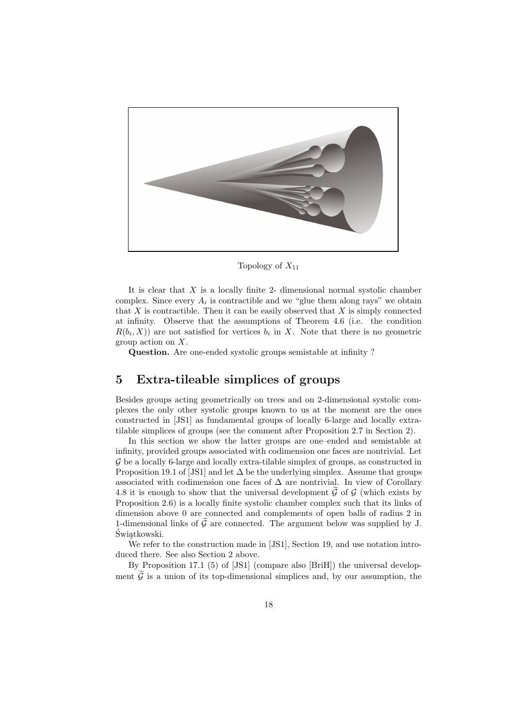Topology of $X_{11}$

It is clear that $X$ is a locally finite 2- dimensional normal systolic chamber complex. Since every $A_i$ is contractible and we "glue them along rays" we obtain that $X$ is contractible. Then it can be easily observed that $X$ is simply connected at infinity. Observe that the assumptions of Theorem 4.6 (i.e. the condition $R(b_i, X)$) are not satisfied for vertices $b_i$ in $X$. Note that there is no geometric group action on $X$.

**Question.** Are one-ended systolic groups semistable at infinity ?

# 5 Extra-tileable simplices of groups

Besides groups acting geometrically on trees and on 2-dimensional systolic complexes the only other systolic groups known to us at the moment are the ones constructed in [JS1] as fundamental groups of locally 6-large and locally extra-tilable simplices of groups (see the comment after Proposition 2.7 in Section 2).

In this section we show the latter groups are one–ended and semistable at infinity, provided groups associated with codimension one faces are nontrivial. Let $\mathcal{G}$ be a locally 6-large and locally extra-tilable simplex of groups, as constructed in Proposition 19.1 of [JS1] and let $\Delta$ be the underlying simplex. Assume that groups associated with codimension one faces of $\Delta$ are nontrivial. In view of Corollary 4.8 it is enough to show that the universal development $\widetilde{\mathcal{G}}$ of $\mathcal{G}$ (which exists by Proposition 2.6) is a locally finite systolic chamber complex such that its links of dimension above 0 are connected and complements of open balls of radius 2 in 1-dimensional links of $\widetilde{\mathcal{G}}$ are connected. The argument below was supplied by J. Świątkowski.

We refer to the construction made in [JS1], Section 19, and use notation introduced there. See also Section 2 above.

By Proposition 17.1 (5) of [JS1] (compare also [BriH]) the universal development $\widetilde{\mathcal{G}}$ is a union of its top-dimensional simplices and, by our assumption, the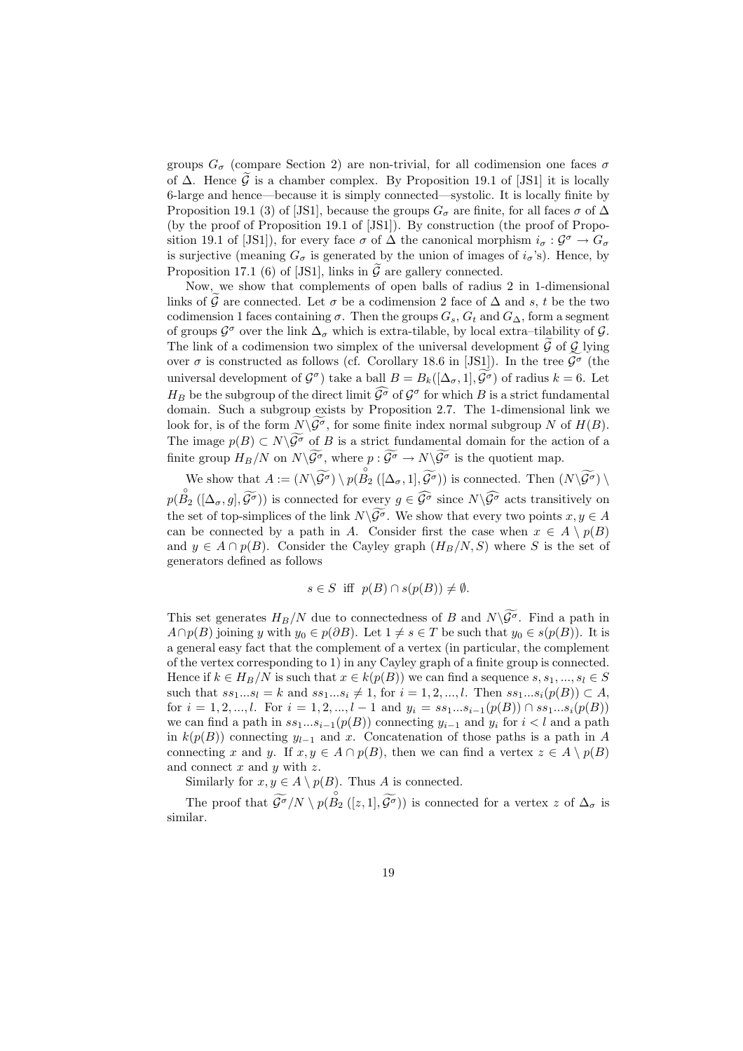groups $G_\sigma$ (compare Section 2) are non-trivial, for all codimension one faces $\sigma$ of $\Delta$. Hence $\widetilde{\mathcal{G}}$ is a chamber complex. By Proposition 19.1 of [JS1] it is locally 6-large and hence—because it is simply connected—systolic. It is locally finite by Proposition 19.1 (3) of [JS1], because the groups $G_\sigma$ are finite, for all faces $\sigma$ of $\Delta$ (by the proof of Proposition 19.1 of [JS1]). By construction (the proof of Proposition 19.1 of [JS1]), for every face $\sigma$ of $\Delta$ the canonical morphism $i_\sigma : \mathcal{G}^\sigma \to G_\sigma$ is surjective (meaning $G_\sigma$ is generated by the union of images of $i_\sigma$'s). Hence, by Proposition 17.1 (6) of [JS1], links in $\widetilde{\mathcal{G}}$ are gallery connected.

Now, we show that complements of open balls of radius 2 in 1-dimensional links of $\widetilde{\mathcal{G}}$ are connected. Let $\sigma$ be a codimension 2 face of $\Delta$ and $s$, $t$ be the two codimension 1 faces containing $\sigma$. Then the groups $G_s$, $G_t$ and $G_\Delta$, form a segment of groups $\mathcal{G}^\sigma$ over the link $\Delta_\sigma$ which is extra-tilable, by local extra–tilability of $\mathcal{G}$. The link of a codimension two simplex of the universal development $\widetilde{\mathcal{G}}$ of $\mathcal{G}$ lying over $\sigma$ is constructed as follows (cf. Corollary 18.6 in [JS1]). In the tree $\widetilde{\mathcal{G}^\sigma}$ (the universal development of $\mathcal{G}^\sigma$) take a ball $B = B_k([\Delta_\sigma, 1], \widetilde{\mathcal{G}^\sigma})$ of radius $k = 6$. Let $H_B$ be the subgroup of the direct limit $\widehat{\mathcal{G}^\sigma}$ of $\mathcal{G}^\sigma$ for which $B$ is a strict fundamental domain. Such a subgroup exists by Proposition 2.7. The 1-dimensional link we look for, is of the form $N\backslash\widetilde{\mathcal{G}^\sigma}$, for some finite index normal subgroup $N$ of $H(B)$. The image $p(B) \subset N\backslash\widetilde{\mathcal{G}^\sigma}$ of $B$ is a strict fundamental domain for the action of a finite group $H_B/N$ on $N\backslash\widetilde{\mathcal{G}^\sigma}$, where $p : \widetilde{\mathcal{G}^\sigma} \to N\backslash\widetilde{\mathcal{G}^\sigma}$ is the quotient map.

We show that $A := (N\backslash\widetilde{\mathcal{G}^\sigma}) \setminus p(\overset{\circ}{B}_2([\Delta_\sigma, 1], \widetilde{\mathcal{G}^\sigma}))$ is connected. Then $(N\backslash\widetilde{\mathcal{G}^\sigma}) \setminus p(\overset{\circ}{B}_2([\Delta_\sigma, g], \widetilde{\mathcal{G}^\sigma}))$ is connected for every $g \in \widehat{\mathcal{G}^\sigma}$ since $N\backslash\widetilde{\mathcal{G}^\sigma}$ acts transitively on the set of top-simplices of the link $N\backslash\widetilde{\mathcal{G}^\sigma}$. We show that every two points $x, y \in A$ can be connected by a path in $A$. Consider first the case when $x \in A \setminus p(B)$ and $y \in A \cap p(B)$. Consider the Cayley graph $(H_B/N, S)$ where $S$ is the set of generators defined as follows

$$s \in S \text{ iff } p(B) \cap s(p(B)) \neq \emptyset.$$

This set generates $H_B/N$ due to connectedness of $B$ and $N\backslash\widetilde{\mathcal{G}^\sigma}$. Find a path in $A \cap p(B)$ joining $y$ with $y_0 \in p(\partial B)$. Let $1 \neq s \in T$ be such that $y_0 \in s(p(B))$. It is a general easy fact that the complement of a vertex (in particular, the complement of the vertex corresponding to 1) in any Cayley graph of a finite group is connected. Hence if $k \in H_B/N$ is such that $x \in k(p(B))$ we can find a sequence $s, s_1, ..., s_l \in S$ such that $ss_1...s_l = k$ and $ss_1...s_i \neq 1$, for $i = 1, 2, ..., l$. Then $ss_1...s_i(p(B)) \subset A$, for $i = 1, 2, ..., l$. For $i = 1, 2, ..., l-1$ and $y_i = ss_1...s_{i-1}(p(B)) \cap ss_1...s_i(p(B))$ we can find a path in $ss_1...s_{i-1}(p(B))$ connecting $y_{i-1}$ and $y_i$ for $i < l$ and a path in $k(p(B))$ connecting $y_{l-1}$ and $x$. Concatenation of those paths is a path in $A$ connecting $x$ and $y$. If $x, y \in A \cap p(B)$, then we can find a vertex $z \in A \setminus p(B)$ and connect $x$ and $y$ with $z$.

Similarly for $x, y \in A \setminus p(B)$. Thus $A$ is connected.

The proof that $\widetilde{\mathcal{G}^\sigma}/N \setminus p(\overset{\circ}{B}_2([z, 1], \widetilde{\mathcal{G}^\sigma}))$ is connected for a vertex $z$ of $\Delta_\sigma$ is similar.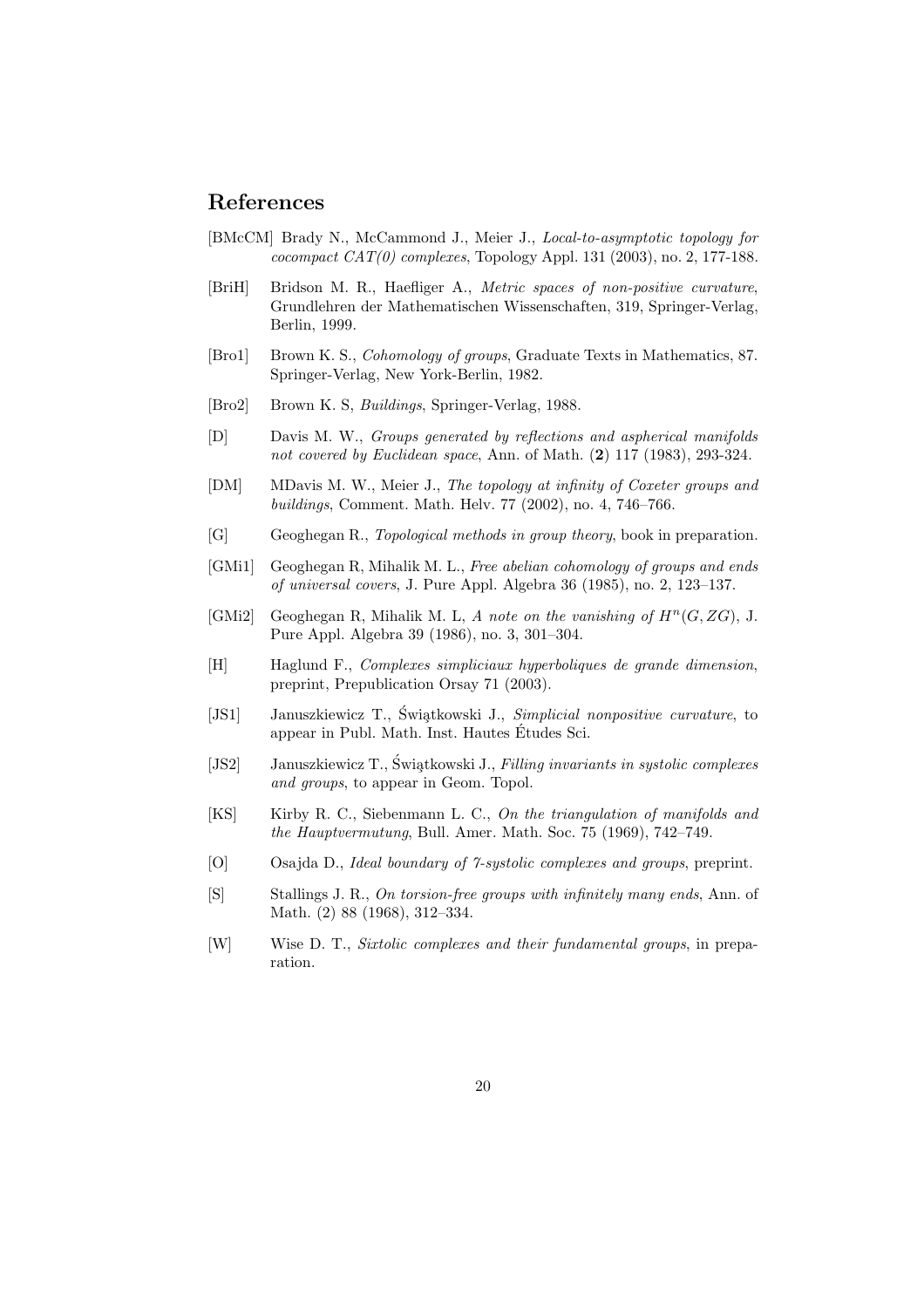## References

[BMcCM] Brady N., McCammond J., Meier J., *Local-to-asymptotic topology for cocompact CAT(0) complexes*, Topology Appl. 131 (2003), no. 2, 177-188.

[BriH] Bridson M. R., Haefliger A., *Metric spaces of non-positive curvature*, Grundlehren der Mathematischen Wissenschaften, 319, Springer-Verlag, Berlin, 1999.

[Bro1] Brown K. S., *Cohomology of groups*, Graduate Texts in Mathematics, 87. Springer-Verlag, New York-Berlin, 1982.

[Bro2] Brown K. S, *Buildings*, Springer-Verlag, 1988.

[D] Davis M. W., *Groups generated by reflections and aspherical manifolds not covered by Euclidean space*, Ann. of Math. (**2**) 117 (1983), 293-324.

[DM] MDavis M. W., Meier J., *The topology at infinity of Coxeter groups and buildings*, Comment. Math. Helv. 77 (2002), no. 4, 746–766.

[G] Geoghegan R., *Topological methods in group theory*, book in preparation.

[GMi1] Geoghegan R, Mihalik M. L., *Free abelian cohomology of groups and ends of universal covers*, J. Pure Appl. Algebra 36 (1985), no. 2, 123–137.

[GMi2] Geoghegan R, Mihalik M. L, *A note on the vanishing of $H^n(G, ZG)$*, J. Pure Appl. Algebra 39 (1986), no. 3, 301–304.

[H] Haglund F., *Complexes simpliciaux hyperboliques de grande dimension*, preprint, Prepublication Orsay 71 (2003).

[JS1] Januszkiewicz T., Świątkowski J., *Simplicial nonpositive curvature*, to appear in Publ. Math. Inst. Hautes Études Sci.

[JS2] Januszkiewicz T., Świątkowski J., *Filling invariants in systolic complexes and groups*, to appear in Geom. Topol.

[KS] Kirby R. C., Siebenmann L. C., *On the triangulation of manifolds and the Hauptvermutung*, Bull. Amer. Math. Soc. 75 (1969), 742–749.

[O] Osajda D., *Ideal boundary of 7-systolic complexes and groups*, preprint.

[S] Stallings J. R., *On torsion-free groups with infinitely many ends*, Ann. of Math. (2) 88 (1968), 312–334.

[W] Wise D. T., *Sixtolic complexes and their fundamental groups*, in preparation.